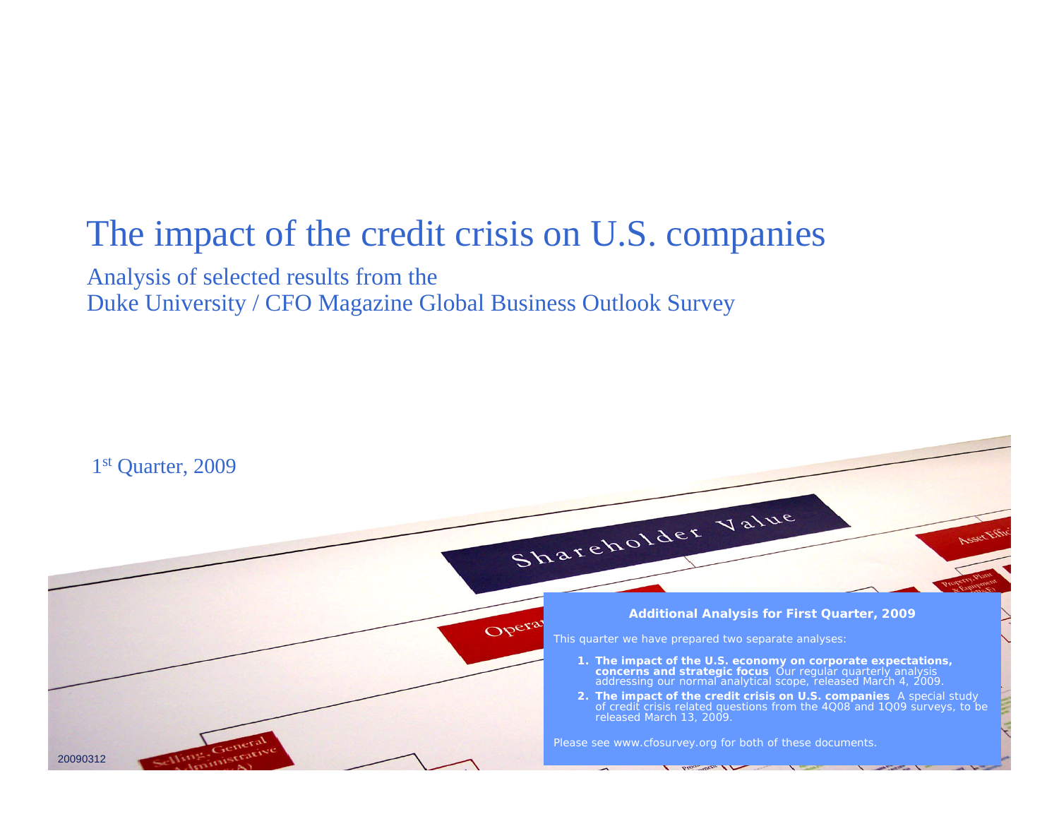# The impact of the credit crisis on U.S. companies

Analysis of selected results from the
Duke University / CFO Magazine Global Business Outlook Survey

1st Quarter, 2009

**Additional Analysis for First Quarter, 2009**

This quarter we have prepared two separate analyses:

1. **The impact of the U.S. economy on corporate expectations, concerns and strategic focus** Our regular quarterly analysis addressing our normal analytical scope, released March 4, 2009.
2. **The impact of the credit crisis on U.S. companies** A special study of credit crisis related questions from the 4Q08 and 1Q09 surveys, to be released March 13, 2009.

Please see www.cfosurvey.org for both of these documents.

20090312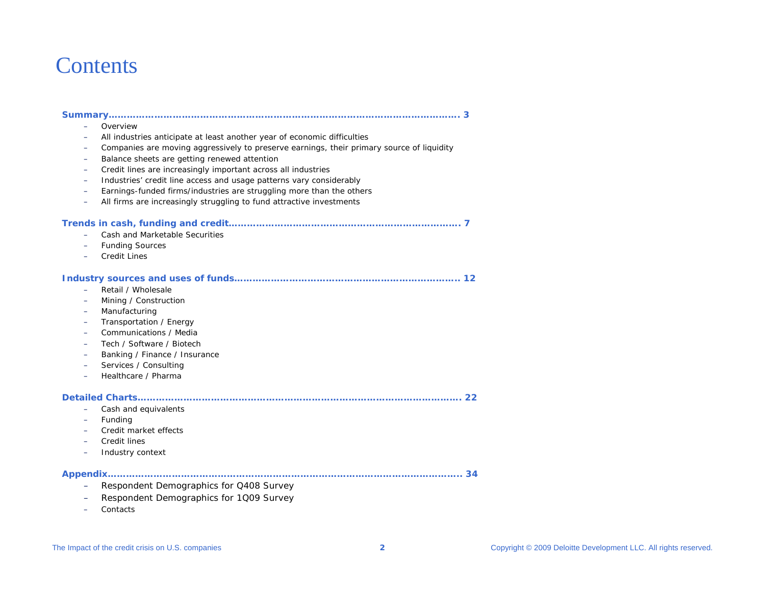# Contents

**Summary……………………………………………………………………………………………………… 3**

- Overview
- All industries anticipate at least another year of economic difficulties
- Companies are moving aggressively to preserve earnings, their primary source of liquidity
- Balance sheets are getting renewed attention
- Credit lines are increasingly important across all industries
- Industries' credit line access and usage patterns vary considerably
- Earnings-funded firms/industries are struggling more than the others
- All firms are increasingly struggling to fund attractive investments

**Trends in cash, funding and credit………………………………………………………………… 7**

- Cash and Marketable Securities
- Funding Sources
- Credit Lines

**Industry sources and uses of funds……………………………………………………………… 12**

- Retail / Wholesale
- Mining / Construction
- Manufacturing
- Transportation / Energy
- Communications / Media
- Tech / Software / Biotech
- Banking / Finance / Insurance
- Services / Consulting
- Healthcare / Pharma

**Detailed Charts………………………………………………………………………………………… 22**

- Cash and equivalents
- Funding
- Credit market effects
- Credit lines
- Industry context

**Appendix……………………………………………………………………………………………………… 34**

- Respondent Demographics for Q408 Survey
- Respondent Demographics for 1Q09 Survey
- Contacts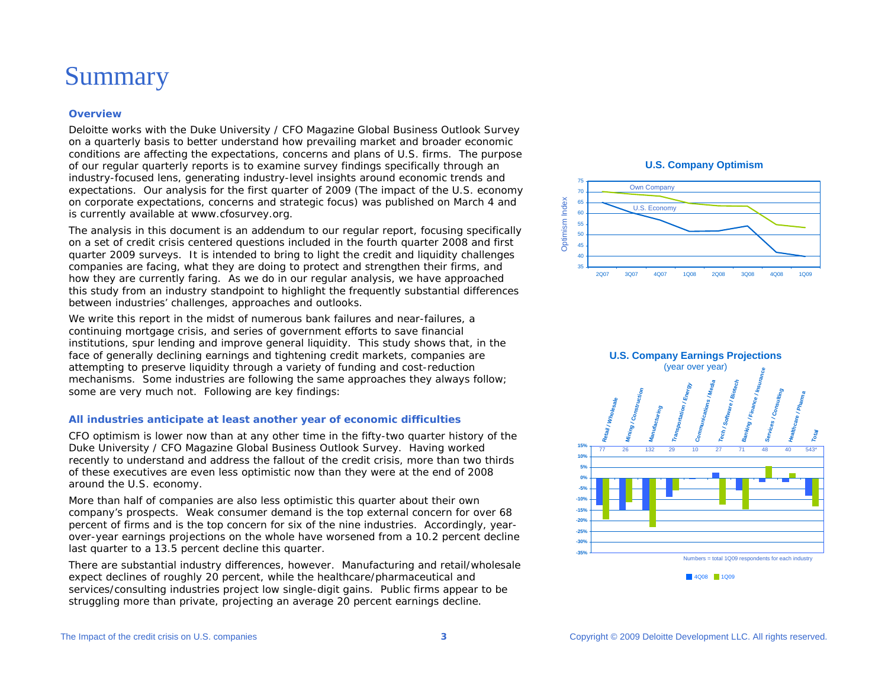# Summary

**Overview**

Deloitte works with the Duke University / CFO Magazine Global Business Outlook Survey on a quarterly basis to better understand how prevailing market and broader economic conditions are affecting the expectations, concerns and plans of U.S. firms. The purpose of our regular quarterly reports is to examine survey findings specifically through an industry-focused lens, generating industry-level insights around economic trends and expectations. Our analysis for the first quarter of 2009 (The impact of the U.S. economy on corporate expectations, concerns and strategic focus) was published on March 4 and is currently available at www.cfosurvey.org.

The analysis in this document is an addendum to our regular report, focusing specifically on a set of credit crisis centered questions included in the fourth quarter 2008 and first quarter 2009 surveys. It is intended to bring to light the credit and liquidity challenges companies are facing, what they are doing to protect and strengthen their firms, and how they are currently faring. As we do in our regular analysis, we have approached this study from an industry standpoint to highlight the frequently substantial differences between industries' challenges, approaches and outlooks.

We write this report in the midst of numerous bank failures and near-failures, a continuing mortgage crisis, and series of government efforts to save financial institutions, spur lending and improve general liquidity. This study shows that, in the face of generally declining earnings and tightening credit markets, companies are attempting to preserve liquidity through a variety of funding and cost-reduction mechanisms. Some industries are following the same approaches they always follow; some are very much not. Following are key findings:

**All industries anticipate at least another year of economic difficulties**

CFO optimism is lower now than at any other time in the fifty-two quarter history of the Duke University / CFO Magazine Global Business Outlook Survey. Having worked recently to understand and address the fallout of the credit crisis, more than two thirds of these executives are even less optimistic now than they were at the end of 2008 around the U.S. economy.

More than half of companies are also less optimistic this quarter about their own company's prospects. Weak consumer demand is the top external concern for over 68 percent of firms and is the top concern for six of the nine industries. Accordingly, year-over-year earnings projections on the whole have worsened from a 10.2 percent decline last quarter to a 13.5 percent decline this quarter.

There are substantial industry differences, however. Manufacturing and retail/wholesale expect declines of roughly 20 percent, while the healthcare/pharmaceutical and services/consulting industries project low single-digit gains. Public firms appear to be struggling more than private, projecting an average 20 percent earnings decline.

**U.S. Company Optimism**

(Line chart: Optimism Index, 2Q07–1Q09; series: Own Company, U.S. Economy)

**U.S. Company Earnings Projections**
(year over year)

| Industry | Respondents (1Q09) |
| --- | --- |
| Retail / Wholesale | 77 |
| Mining / Construction | 26 |
| Manufacturing | 132 |
| Transportation / Energy | 29 |
| Communications / Media | 10 |
| Tech / Software / Biotech | 27 |
| Banking / Finance / Insurance | 71 |
| Services / Consulting | 48 |
| Healthcare / Pharma | 40 |
| Total | 543* |

Numbers = total 1Q09 respondents for each industry

(Bar chart legend: 4Q08, 1Q09)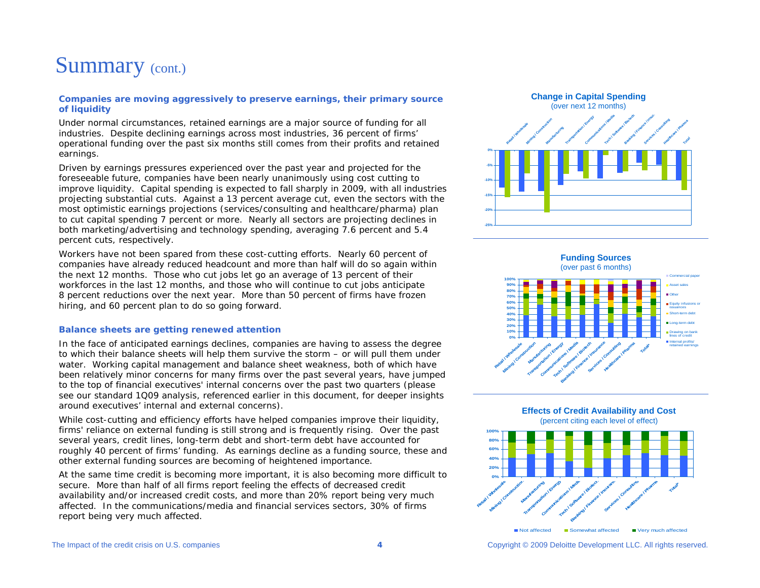# Summary (cont.)

**Companies are moving aggressively to preserve earnings, their primary source of liquidity**

Under normal circumstances, retained earnings are a major source of funding for all industries. Despite declining earnings across most industries, 36 percent of firms' operational funding over the past six months still comes from their profits and retained earnings.

Driven by earnings pressures experienced over the past year and projected for the foreseeable future, companies have been nearly unanimously using cost cutting to improve liquidity. Capital spending is expected to fall sharply in 2009, with all industries projecting substantial cuts. Against a 13 percent average cut, even the sectors with the most optimistic earnings projections (services/consulting and healthcare/pharma) plan to cut capital spending 7 percent or more. Nearly all sectors are projecting declines in both marketing/advertising and technology spending, averaging 7.6 percent and 5.4 percent cuts, respectively.

Workers have not been spared from these cost-cutting efforts. Nearly 60 percent of companies have already reduced headcount and more than half will do so again within the next 12 months. Those who cut jobs let go an average of 13 percent of their workforces in the last 12 months, and those who will continue to cut jobs anticipate 8 percent reductions over the next year. More than 50 percent of firms have frozen hiring, and 60 percent plan to do so going forward.

**Balance sheets are getting renewed attention**

In the face of anticipated earnings declines, companies are having to assess the degree to which their balance sheets will help them survive the storm – or will pull them under water. Working capital management and balance sheet weakness, both of which have been relatively minor concerns for many firms over the past several years, have jumped to the top of financial executives' internal concerns over the past two quarters (please see our standard 1Q09 analysis, referenced earlier in this document, for deeper insights around executives' internal and external concerns).

While cost-cutting and efficiency efforts have helped companies improve their liquidity, firms' reliance on external funding is still strong and is frequently rising. Over the past several years, credit lines, long-term debt and short-term debt have accounted for roughly 40 percent of firms' funding. As earnings decline as a funding source, these and other external funding sources are becoming of heightened importance.

At the same time credit is becoming more important, it is also becoming more difficult to secure. More than half of all firms report feeling the effects of decreased credit availability and/or increased credit costs, and more than 20% report being very much affected. In the communications/media and financial services sectors, 30% of firms report being very much affected.

**Change in Capital Spending**
(over next 12 months)

**Funding Sources**
(over past 6 months)

**Effects of Credit Availability and Cost**
(percent citing each level of effect)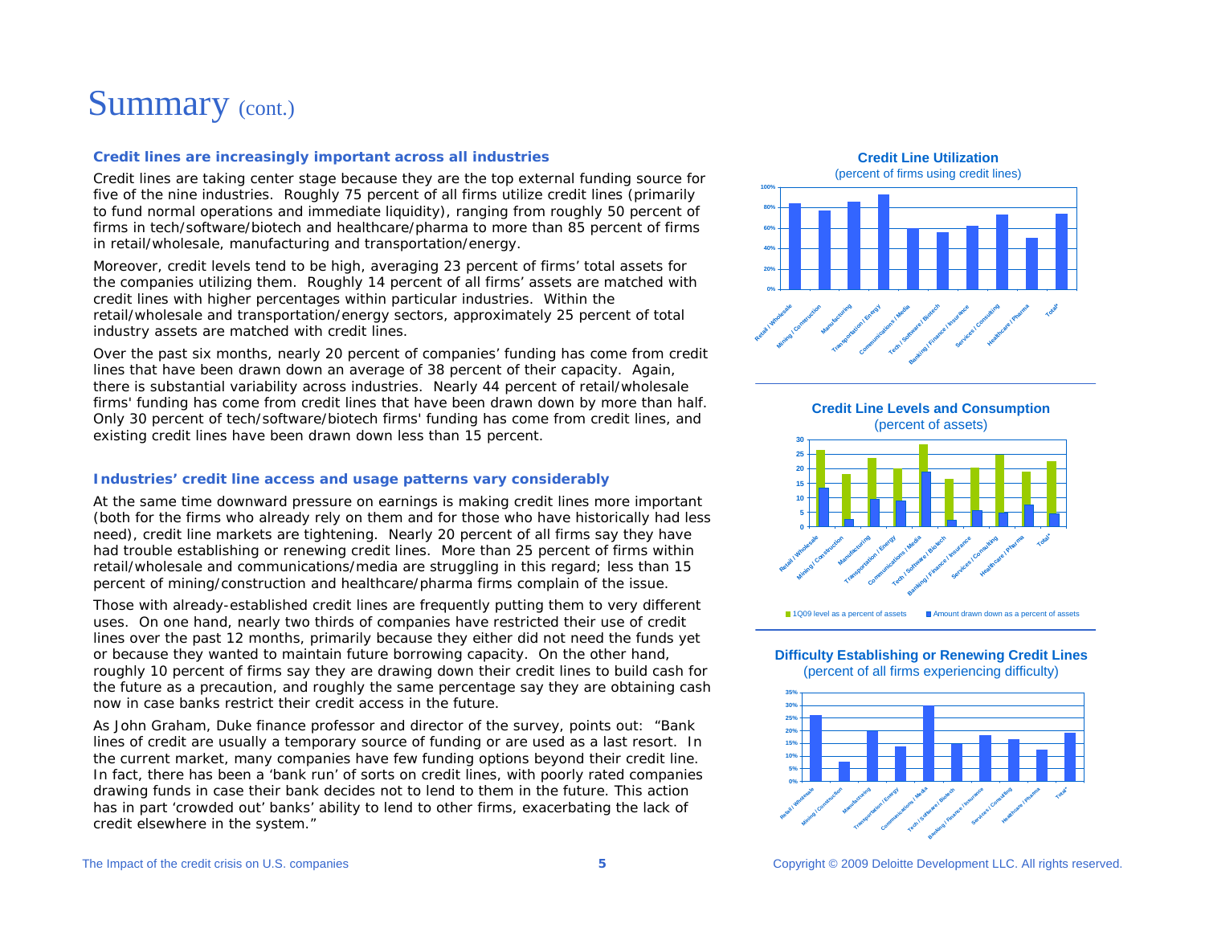# Summary (cont.)

### Credit lines are increasingly important across all industries

Credit lines are taking center stage because they are the top external funding source for five of the nine industries. Roughly 75 percent of all firms utilize credit lines (primarily to fund normal operations and immediate liquidity), ranging from roughly 50 percent of firms in tech/software/biotech and healthcare/pharma to more than 85 percent of firms in retail/wholesale, manufacturing and transportation/energy.

Moreover, credit levels tend to be high, averaging 23 percent of firms' total assets for the companies utilizing them. Roughly 14 percent of all firms' assets are matched with credit lines with higher percentages within particular industries. Within the retail/wholesale and transportation/energy sectors, approximately 25 percent of total industry assets are matched with credit lines.

Over the past six months, nearly 20 percent of companies' funding has come from credit lines that have been drawn down an average of 38 percent of their capacity. Again, there is substantial variability across industries. Nearly 44 percent of retail/wholesale firms' funding has come from credit lines that have been drawn down by more than half. Only 30 percent of tech/software/biotech firms' funding has come from credit lines, and existing credit lines have been drawn down less than 15 percent.

### Industries' credit line access and usage patterns vary considerably

At the same time downward pressure on earnings is making credit lines more important (both for the firms who already rely on them and for those who have historically had less need), credit line markets are tightening. Nearly 20 percent of all firms say they have had trouble establishing or renewing credit lines. More than 25 percent of firms within retail/wholesale and communications/media are struggling in this regard; less than 15 percent of mining/construction and healthcare/pharma firms complain of the issue.

Those with already-established credit lines are frequently putting them to very different uses. On one hand, nearly two thirds of companies have restricted their use of credit lines over the past 12 months, primarily because they either did not need the funds yet or because they wanted to maintain future borrowing capacity. On the other hand, roughly 10 percent of firms say they are drawing down their credit lines to build cash for the future as a precaution, and roughly the same percentage say they are obtaining cash now in case banks restrict their credit access in the future.

As John Graham, Duke finance professor and director of the survey, points out: "Bank lines of credit are usually a temporary source of funding or are used as a last resort. In the current market, many companies have few funding options beyond their credit line. In fact, there has been a 'bank run' of sorts on credit lines, with poorly rated companies drawing funds in case their bank decides not to lend to them in the future. This action has in part 'crowded out' banks' ability to lend to other firms, exacerbating the lack of credit elsewhere in the system."

**Credit Line Utilization**
(percent of firms using credit lines)

**Credit Line Levels and Consumption**
(percent of assets)

■ 1Q09 level as a percent of assets ■ Amount drawn down as a percent of assets

**Difficulty Establishing or Renewing Credit Lines**
(percent of all firms experiencing difficulty)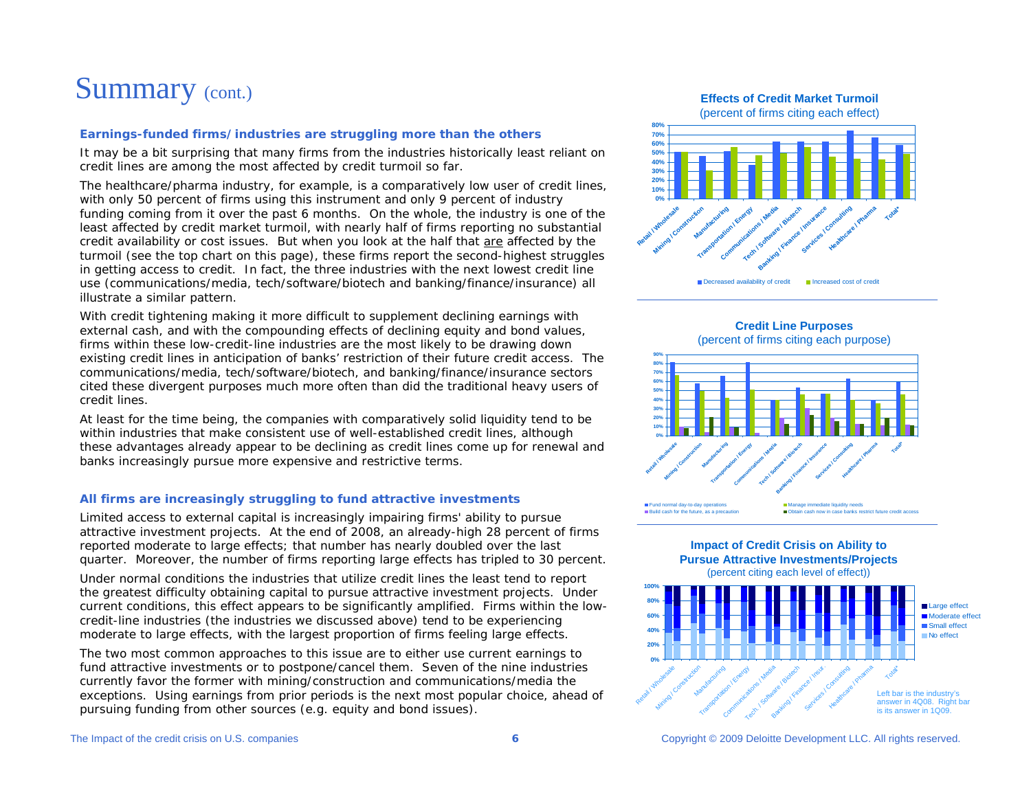# Summary (cont.)

### Earnings-funded firms/industries are struggling more than the others

It may be a bit surprising that many firms from the industries historically least reliant on credit lines are among the most affected by credit turmoil so far.

The healthcare/pharma industry, for example, is a comparatively low user of credit lines, with only 50 percent of firms using this instrument and only 9 percent of industry funding coming from it over the past 6 months. On the whole, the industry is one of the least affected by credit market turmoil, with nearly half of firms reporting no substantial credit availability or cost issues. But when you look at the half that are affected by the turmoil (see the top chart on this page), these firms report the second-highest struggles in getting access to credit. In fact, the three industries with the next lowest credit line use (communications/media, tech/software/biotech and banking/finance/insurance) all illustrate a similar pattern.

With credit tightening making it more difficult to supplement declining earnings with external cash, and with the compounding effects of declining equity and bond values, firms within these low-credit-line industries are the most likely to be drawing down existing credit lines in anticipation of banks' restriction of their future credit access. The communications/media, tech/software/biotech, and banking/finance/insurance sectors cited these divergent purposes much more often than did the traditional heavy users of credit lines.

At least for the time being, the companies with comparatively solid liquidity tend to be within industries that make consistent use of well-established credit lines, although these advantages already appear to be declining as credit lines come up for renewal and banks increasingly pursue more expensive and restrictive terms.

### All firms are increasingly struggling to fund attractive investments

Limited access to external capital is increasingly impairing firms' ability to pursue attractive investment projects. At the end of 2008, an already-high 28 percent of firms reported moderate to large effects; that number has nearly doubled over the last quarter. Moreover, the number of firms reporting large effects has tripled to 30 percent.

Under normal conditions the industries that utilize credit lines the least tend to report the greatest difficulty obtaining capital to pursue attractive investment projects. Under current conditions, this effect appears to be significantly amplified. Firms within the low-credit-line industries (the industries we discussed above) tend to be experiencing moderate to large effects, with the largest proportion of firms feeling large effects.

The two most common approaches to this issue are to either use current earnings to fund attractive investments or to postpone/cancel them. Seven of the nine industries currently favor the former with mining/construction and communications/media the exceptions. Using earnings from prior periods is the next most popular choice, ahead of pursuing funding from other sources (e.g. equity and bond issues).

**Effects of Credit Market Turmoil**
(percent of firms citing each effect)

Legend: Decreased availability of credit; Increased cost of credit

**Credit Line Purposes**
(percent of firms citing each purpose)

Legend: Fund normal day-to-day operations; Manage immediate liquidity needs; Build cash for the future, as a precaution; Obtain cash now in case banks restrict future credit access

**Impact of Credit Crisis on Ability to Pursue Attractive Investments/Projects**
(percent citing each level of effect))

Legend: Large effect; Moderate effect; Small effect; No effect

Left bar is the industry's answer in 4Q08. Right bar is its answer in 1Q09.

Copyright © 2009 Deloitte Development LLC. All rights reserved.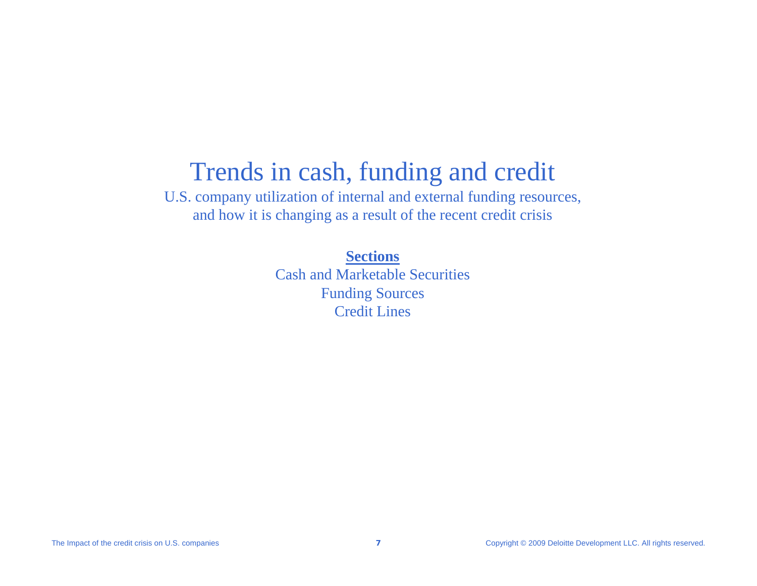# Trends in cash, funding and credit

U.S. company utilization of internal and external funding resources, and how it is changing as a result of the recent credit crisis

**Sections**

Cash and Marketable Securities

Funding Sources

Credit Lines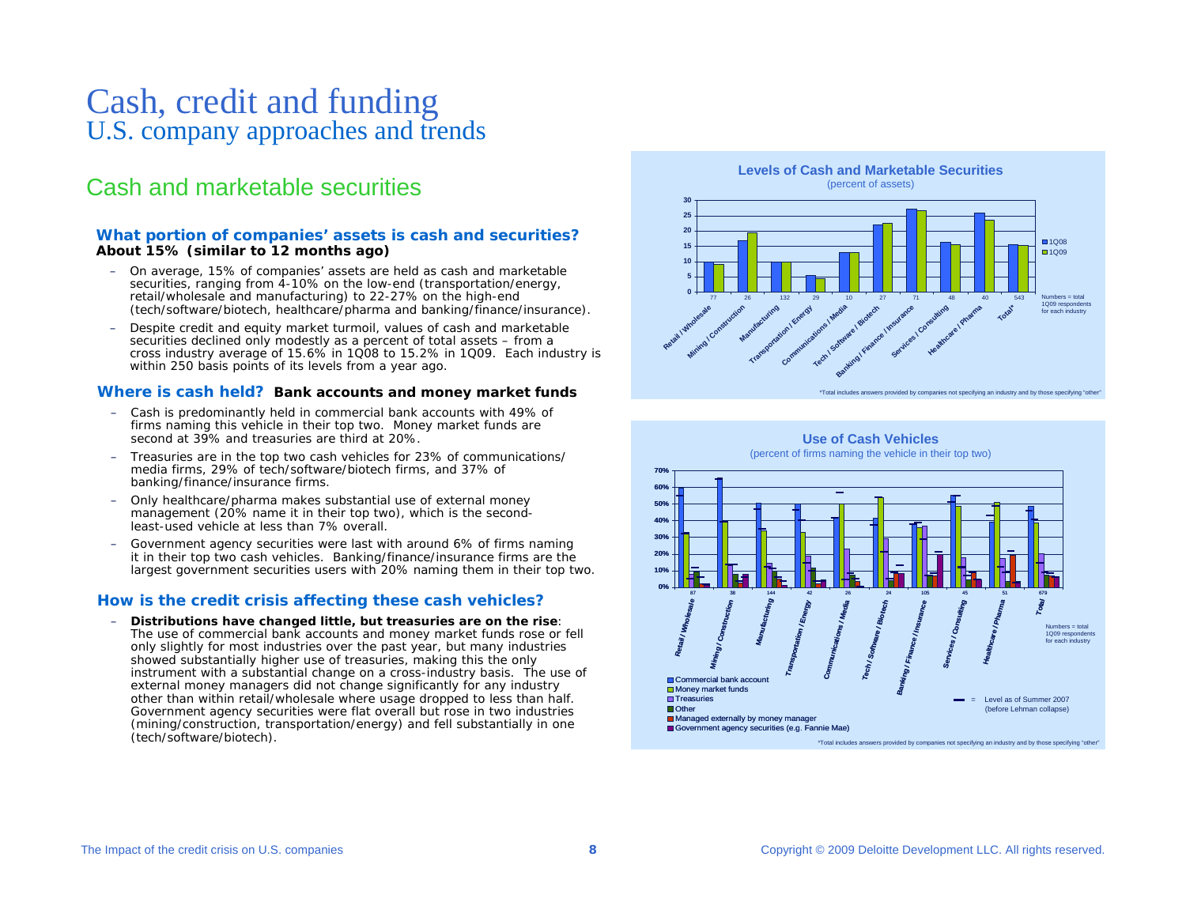# Cash, credit and funding
## U.S. company approaches and trends

## Cash and marketable securities

### What portion of companies' assets is cash and securities?
**About 15% (similar to 12 months ago)**

- On average, 15% of companies' assets are held as cash and marketable securities, ranging from 4-10% on the low-end (transportation/energy, retail/wholesale and manufacturing) to 22-27% on the high-end (tech/software/biotech, healthcare/pharma and banking/finance/insurance).
- Despite credit and equity market turmoil, values of cash and marketable securities declined only modestly as a percent of total assets – from a cross industry average of 15.6% in 1Q08 to 15.2% in 1Q09. Each industry is within 250 basis points of its levels from a year ago.

### Where is cash held? **Bank accounts and money market funds**

- Cash is predominantly held in commercial bank accounts with 49% of firms naming this vehicle in their top two. Money market funds are second at 39% and treasuries are third at 20%.
- Treasuries are in the top two cash vehicles for 23% of communications/ media firms, 29% of tech/software/biotech firms, and 37% of banking/finance/insurance firms.
- Only healthcare/pharma makes substantial use of external money management (20% name it in their top two), which is the second-least-used vehicle at less than 7% overall.
- Government agency securities were last with around 6% of firms naming it in their top two cash vehicles. Banking/finance/insurance firms are the largest government securities users with 20% naming them in their top two.

### How is the credit crisis affecting these cash vehicles?

- **Distributions have changed little, but treasuries are on the rise**: The use of commercial bank accounts and money market funds rose or fell only slightly for most industries over the past year, but many industries showed substantially higher use of treasuries, making this the only instrument with a substantial change on a cross-industry basis. The use of external money managers did not change significantly for any industry other than within retail/wholesale where usage dropped to less than half. Government agency securities were flat overall but rose in two industries (mining/construction, transportation/energy) and fell substantially in one (tech/software/biotech).

**Levels of Cash and Marketable Securities**
(percent of assets)

| Industry | Respondents (1Q09) | 1Q08 | 1Q09 |
|---|---|---|---|
| Retail / Wholesale | 77 | 10 | 9 |
| Mining / Construction | 26 | 17 | 19.5 |
| Manufacturing | 132 | 10 | 10 |
| Transportation / Energy | 29 | 5.5 | 4.5 |
| Communications / Media | 10 | 13 | 13 |
| Tech / Software / Biotech | 27 | 22 | 22.5 |
| Banking / Finance / Insurance | 71 | 27 | 26.5 |
| Services / Consulting | 48 | 16 | 15.5 |
| Healthcare / Pharma | 40 | 26 | 23.5 |
| Total* | 543 | 15.6 | 15.2 |

Numbers = total 1Q09 respondents for each industry

*Total includes answers provided by companies not specifying an industry and by those specifying "other"

**Use of Cash Vehicles**
(percent of firms naming the vehicle in their top two)

Industries (total 1Q09 respondents): Retail / Wholesale (87), Mining / Construction (38), Manufacturing (144), Transportation / Energy (42), Communications / Media (26), Tech / Software / Biotech (24), Banking / Finance / Insurance (105), Services / Consulting (45), Healthcare / Pharma (51), Total (679)

Legend: Commercial bank account; Money market funds; Treasuries; Other; Managed externally by money manager; Government agency securities (e.g. Fannie Mae)

▬ = Level as of Summer 2007 (before Lehman collapse)

*Total includes answers provided by companies not specifying an industry and by those specifying "other"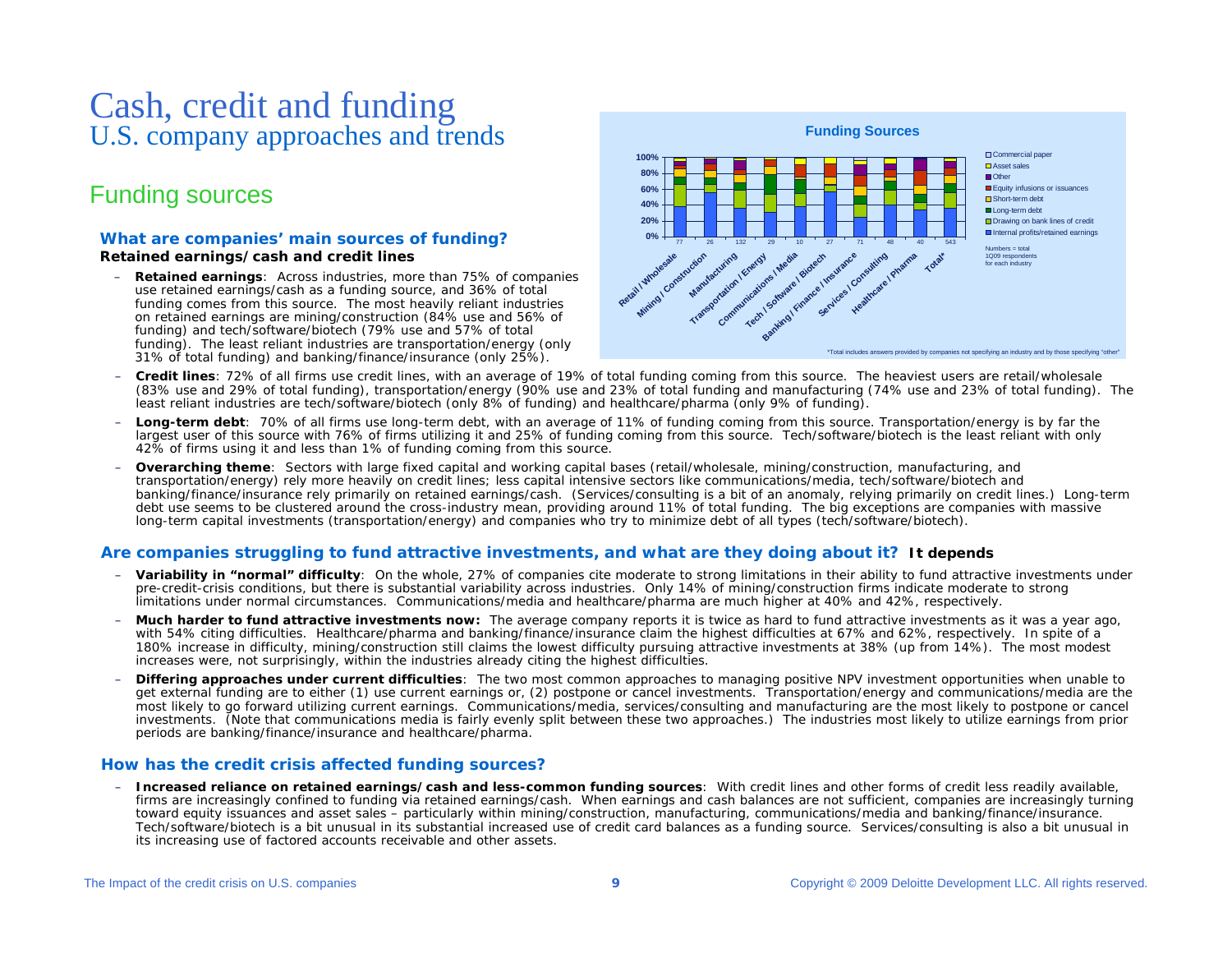# Cash, credit and funding
## U.S. company approaches and trends

## Funding sources

### What are companies' main sources of funding?

**Retained earnings/cash and credit lines**

- **Retained earnings**: Across industries, more than 75% of companies use retained earnings/cash as a funding source, and 36% of total funding comes from this source. The most heavily reliant industries on retained earnings are mining/construction (84% use and 56% of funding) and tech/software/biotech (79% use and 57% of total funding). The least reliant industries are transportation/energy (only 31% of total funding) and banking/finance/insurance (only 25%).

**Funding Sources**

Legend: Commercial paper; Asset sales; Other; Equity infusions or issuances; Short-term debt; Long-term debt; Drawing on bank lines of credit; Internal profits/retained earnings

Numbers = total 1Q09 respondents for each industry

| Industry | Respondents |
|---|---|
| Retail / Wholesale | 77 |
| Mining / Construction | 26 |
| Manufacturing | 132 |
| Transportation / Energy | 29 |
| Communications / Media | 10 |
| Tech / Software / Biotech | 27 |
| Banking / Finance / Insurance | 71 |
| Services / Consulting | 48 |
| Healthcare / Pharma | 40 |
| Total* | 543 |

*Total includes answers provided by companies not specifying an industry and by those specifying "other"

- **Credit lines**: 72% of all firms use credit lines, with an average of 19% of total funding coming from this source. The heaviest users are retail/wholesale (83% use and 29% of total funding), transportation/energy (90% use and 23% of total funding and manufacturing (74% use and 23% of total funding). The least reliant industries are tech/software/biotech (only 8% of funding) and healthcare/pharma (only 9% of funding).
- **Long-term debt**: 70% of all firms use long-term debt, with an average of 11% of funding coming from this source. Transportation/energy is by far the largest user of this source with 76% of firms utilizing it and 25% of funding coming from this source. Tech/software/biotech is the least reliant with only 42% of firms using it and less than 1% of funding coming from this source.
- **Overarching theme**: Sectors with large fixed capital and working capital bases (retail/wholesale, mining/construction, manufacturing, and transportation/energy) rely more heavily on credit lines; less capital intensive sectors like communications/media, tech/software/biotech and banking/finance/insurance rely primarily on retained earnings/cash. (Services/consulting is a bit of an anomaly, relying primarily on credit lines.) Long-term debt use seems to be clustered around the cross-industry mean, providing around 11% of total funding. The big exceptions are companies with massive long-term capital investments (transportation/energy) and companies who try to minimize debt of all types (tech/software/biotech).

### Are companies struggling to fund attractive investments, and what are they doing about it? **It depends**

- **Variability in "normal" difficulty**: On the whole, 27% of companies cite moderate to strong limitations in their ability to fund attractive investments under pre-credit-crisis conditions, but there is substantial variability across industries. Only 14% of mining/construction firms indicate moderate to strong limitations under normal circumstances. Communications/media and healthcare/pharma are much higher at 40% and 42%, respectively.
- **Much harder to fund attractive investments now:** The average company reports it is twice as hard to fund attractive investments as it was a year ago, with 54% citing difficulties. Healthcare/pharma and banking/finance/insurance claim the highest difficulties at 67% and 62%, respectively. In spite of a 180% increase in difficulty, mining/construction still claims the lowest difficulty pursuing attractive investments at 38% (up from 14%). The most modest increases were, not surprisingly, within the industries already citing the highest difficulties.
- **Differing approaches under current difficulties**: The two most common approaches to managing positive NPV investment opportunities when unable to get external funding are to either (1) use current earnings or, (2) postpone or cancel investments. Transportation/energy and communications/media are the most likely to go forward utilizing current earnings. Communications/media, services/consulting and manufacturing are the most likely to postpone or cancel investments. (Note that communications media is fairly evenly split between these two approaches.) The industries most likely to utilize earnings from prior periods are banking/finance/insurance and healthcare/pharma.

### How has the credit crisis affected funding sources?

- **Increased reliance on retained earnings/cash and less-common funding sources**: With credit lines and other forms of credit less readily available, firms are increasingly confined to funding via retained earnings/cash. When earnings and cash balances are not sufficient, companies are increasingly turning toward equity issuances and asset sales – particularly within mining/construction, manufacturing, communications/media and banking/finance/insurance. Tech/software/biotech is a bit unusual in its substantial increased use of credit card balances as a funding source. Services/consulting is also a bit unusual in its increasing use of factored accounts receivable and other assets.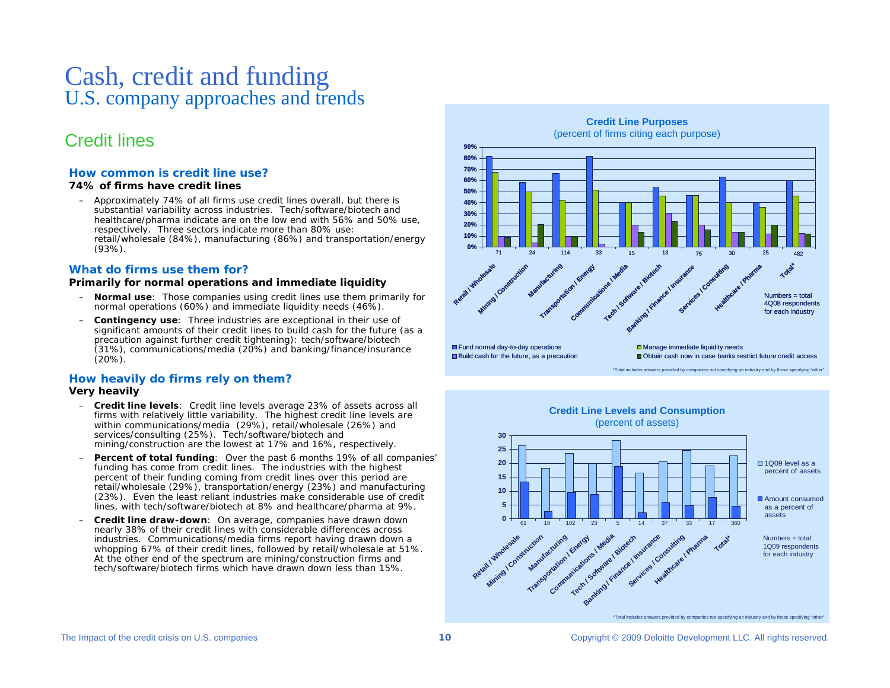# Cash, credit and funding
## U.S. company approaches and trends

## Credit lines

### How common is credit line use?

**74% of firms have credit lines**

- Approximately 74% of all firms use credit lines overall, but there is substantial variability across industries. Tech/software/biotech and healthcare/pharma indicate are on the low end with 56% and 50% use, respectively. Three sectors indicate more than 80% use: retail/wholesale (84%), manufacturing (86%) and transportation/energy (93%).

### What do firms use them for?

**Primarily for normal operations and immediate liquidity**

- **Normal use**: Those companies using credit lines use them primarily for normal operations (60%) and immediate liquidity needs (46%).
- **Contingency use**: Three industries are exceptional in their use of significant amounts of their credit lines to build cash for the future (as a precaution against further credit tightening): tech/software/biotech (31%), communications/media (20%) and banking/finance/insurance (20%).

### How heavily do firms rely on them?

**Very heavily**

- **Credit line levels**: Credit line levels average 23% of assets across all firms with relatively little variability. The highest credit line levels are within communications/media (29%), retail/wholesale (26%) and services/consulting (25%). Tech/software/biotech and mining/construction are the lowest at 17% and 16%, respectively.
- **Percent of total funding**: Over the past 6 months 19% of all companies' funding has come from credit lines. The industries with the highest percent of their funding coming from credit lines over this period are retail/wholesale (29%), transportation/energy (23%) and manufacturing (23%). Even the least reliant industries make considerable use of credit lines, with tech/software/biotech at 8% and healthcare/pharma at 9%.
- **Credit line draw-down**: On average, companies have drawn down nearly 38% of their credit lines with considerable differences across industries. Communications/media firms report having drawn down a whopping 67% of their credit lines, followed by retail/wholesale at 51%. At the other end of the spectrum are mining/construction firms and tech/software/biotech firms which have drawn down less than 15%.

**Credit Line Purposes**
(percent of firms citing each purpose)

| Industry | Respondents (4Q08) |
|---|---|
| Retail / Wholesale | 71 |
| Mining / Construction | 24 |
| Manufacturing | 114 |
| Transportation / Energy | 33 |
| Communications / Media | 15 |
| Tech / Software / Biotech | 13 |
| Banking / Finance / Insurance | 75 |
| Services / Consulting | 30 |
| Healthcare / Pharma | 25 |
| Total* | 482 |

Series: Fund normal day-to-day operations; Manage immediate liquidity needs; Build cash for the future, as a precaution; Obtain cash now in case banks restrict future credit access

Numbers = total 4Q08 respondents for each industry

*Total includes answers provided by companies not specifying an industry and by those specifying "other"

**Credit Line Levels and Consumption**
(percent of assets)

| Industry | Respondents (1Q09) |
|---|---|
| Retail / Wholesale | 61 |
| Mining / Construction | 18 |
| Manufacturing | 102 |
| Transportation / Energy | 23 |
| Communications / Media | 5 |
| Tech / Software / Biotech | 14 |
| Banking / Finance / Insurance | 37 |
| Services / Consulting | 33 |
| Healthcare / Pharma | 17 |
| Total* | 360 |

Series: 1Q09 level as a percent of assets; Amount consumed as a percent of assets

Numbers = total 1Q09 respondents for each industry

*Total includes answers provided by companies not specifying an industry and by those specifying "other"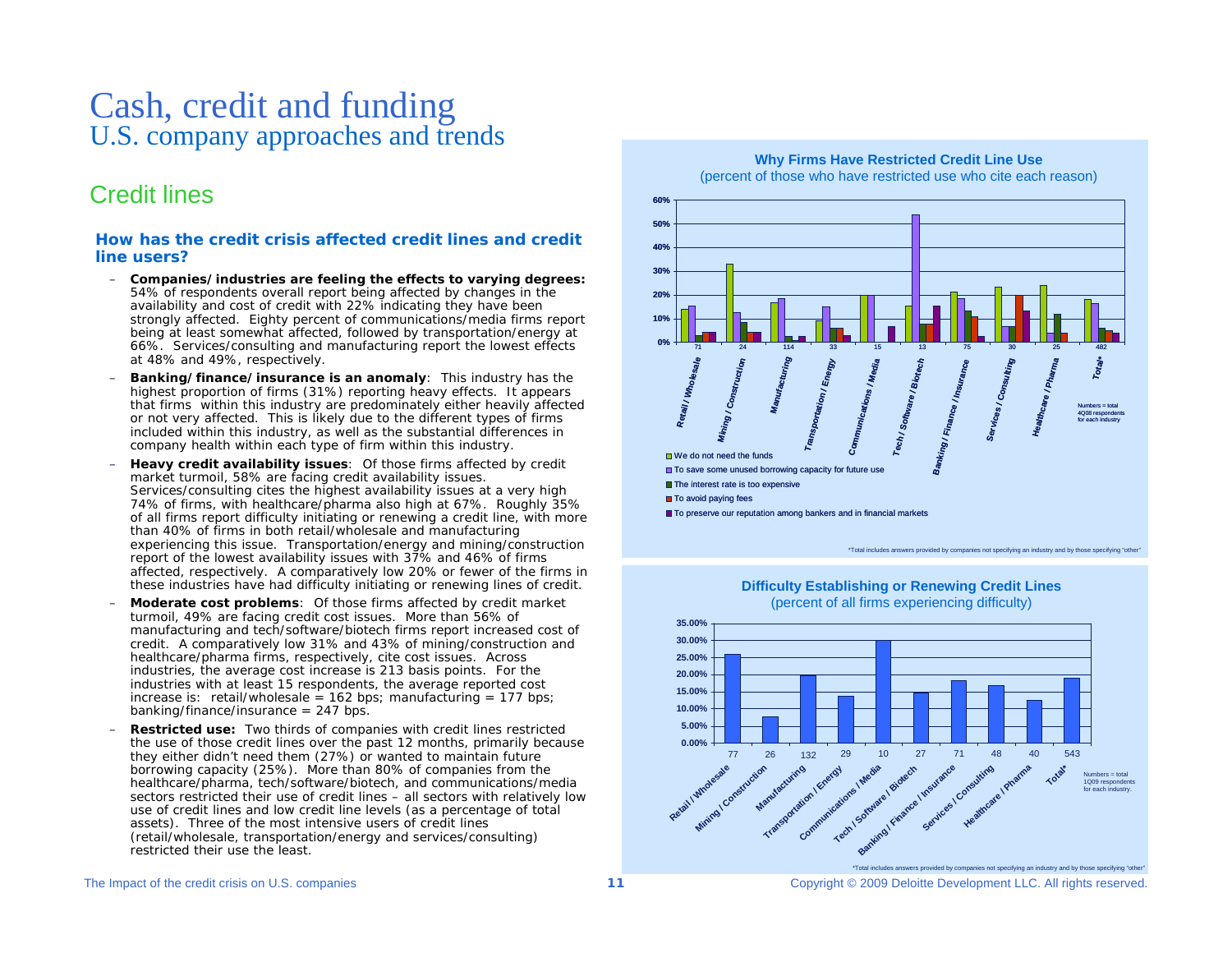# Cash, credit and funding
## U.S. company approaches and trends

## Credit lines

### How has the credit crisis affected credit lines and credit line users?

- **Companies/industries are feeling the effects to varying degrees:** 54% of respondents overall report being affected by changes in the availability and cost of credit with 22% indicating they have been strongly affected. Eighty percent of communications/media firms report being at least somewhat affected, followed by transportation/energy at 66%. Services/consulting and manufacturing report the lowest effects at 48% and 49%, respectively.
- **Banking/finance/insurance is an anomaly**: This industry has the highest proportion of firms (31%) reporting heavy effects. It appears that firms within this industry are predominately either heavily affected or not very affected. This is likely due to the different types of firms included within this industry, as well as the substantial differences in company health within each type of firm within this industry.
- **Heavy credit availability issues**: Of those firms affected by credit market turmoil, 58% are facing credit availability issues. Services/consulting cites the highest availability issues at a very high 74% of firms, with healthcare/pharma also high at 67%. Roughly 35% of all firms report difficulty initiating or renewing a credit line, with more than 40% of firms in both retail/wholesale and manufacturing experiencing this issue. Transportation/energy and mining/construction report of the lowest availability issues with 37% and 46% of firms affected, respectively. A comparatively low 20% or fewer of the firms in these industries have had difficulty initiating or renewing lines of credit.
- **Moderate cost problems**: Of those firms affected by credit market turmoil, 49% are facing credit cost issues. More than 56% of manufacturing and tech/software/biotech firms report increased cost of credit. A comparatively low 31% and 43% of mining/construction and healthcare/pharma firms, respectively, cite cost issues. Across industries, the average cost increase is 213 basis points. For the industries with at least 15 respondents, the average reported cost increase is: retail/wholesale = 162 bps; manufacturing = 177 bps; banking/finance/insurance = 247 bps.
- **Restricted use:** Two thirds of companies with credit lines restricted the use of those credit lines over the past 12 months, primarily because they either didn't need them (27%) or wanted to maintain future borrowing capacity (25%). More than 80% of companies from the healthcare/pharma, tech/software/biotech, and communications/media sectors restricted their use of credit lines – all sectors with relatively low use of credit lines and low credit line levels (as a percentage of total assets). Three of the most intensive users of credit lines (retail/wholesale, transportation/energy and services/consulting) restricted their use the least.

**Why Firms Have Restricted Credit Line Use**
(percent of those who have restricted use who cite each reason)

| Industry | Numbers = total 4Q08 respondents for each industry |
|---|---|
| Retail / Wholesale | 71 |
| Mining / Construction | 24 |
| Manufacturing | 114 |
| Transportation / Energy | 33 |
| Communications / Media | 15 |
| Tech / Software / Biotech | 13 |
| Banking / Finance / Insurance | 75 |
| Services / Consulting | 30 |
| Healthcare / Pharma | 25 |
| Total* | 482 |

Legend: We do not need the funds; To save some unused borrowing capacity for future use; The interest rate is too expensive; To avoid paying fees; To preserve our reputation among bankers and in financial markets

*Total includes answers provided by companies not specifying an industry and by those specifying "other"

**Difficulty Establishing or Renewing Credit Lines**
(percent of all firms experiencing difficulty)

| Industry | Numbers = total 1Q09 respondents for each industry |
|---|---|
| Retail / Wholesale | 77 |
| Mining / Construction | 26 |
| Manufacturing | 132 |
| Transportation / Energy | 29 |
| Communications / Media | 10 |
| Tech / Software / Biotech | 27 |
| Banking / Finance / Insurance | 71 |
| Services / Consulting | 48 |
| Healthcare / Pharma | 40 |
| Total* | 543 |

*Total includes answers provided by companies not specifying an industry and by those specifying "other"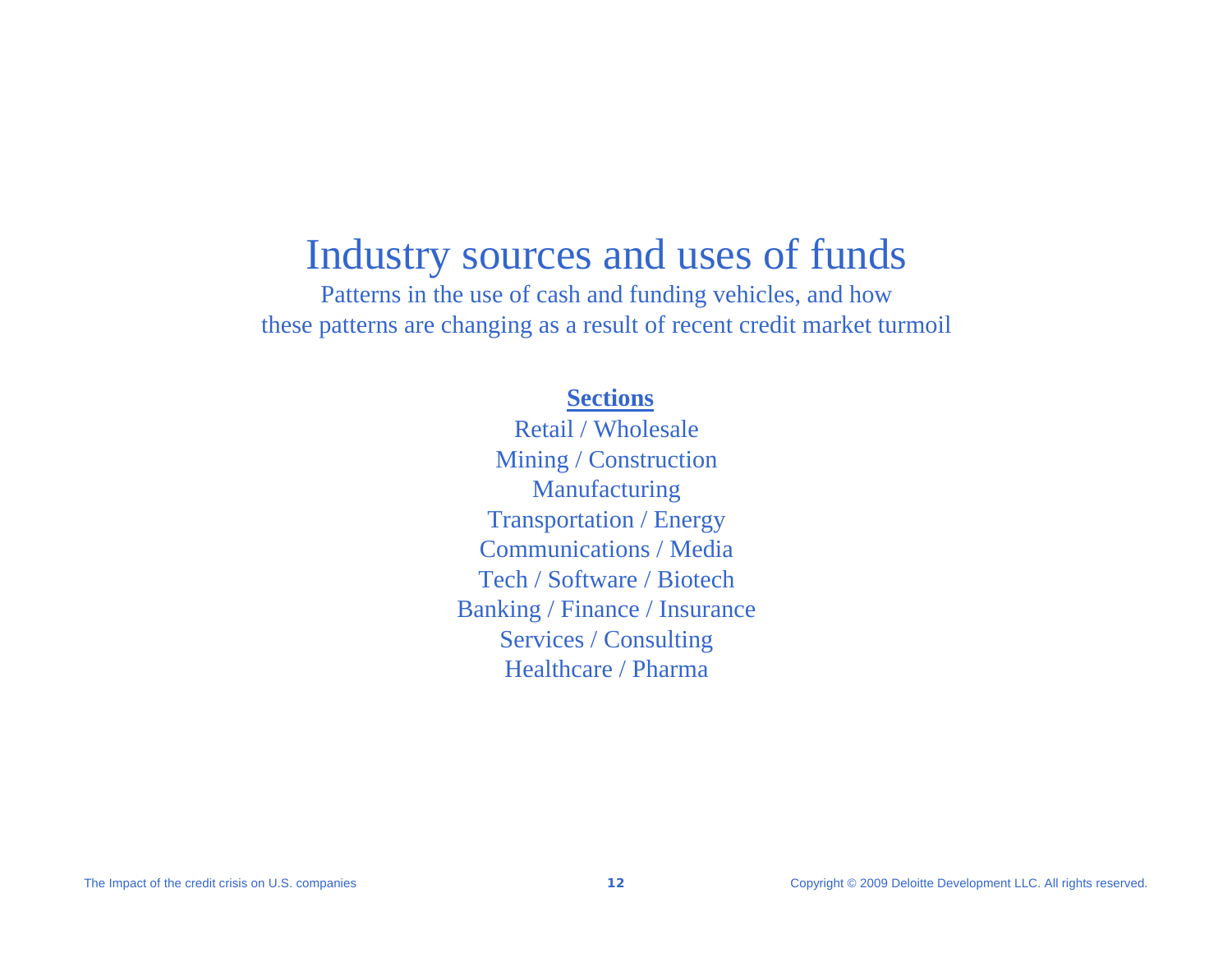# Industry sources and uses of funds

Patterns in the use of cash and funding vehicles, and how these patterns are changing as a result of recent credit market turmoil

**Sections**

Retail / Wholesale
Mining / Construction
Manufacturing
Transportation / Energy
Communications / Media
Tech / Software / Biotech
Banking / Finance / Insurance
Services / Consulting
Healthcare / Pharma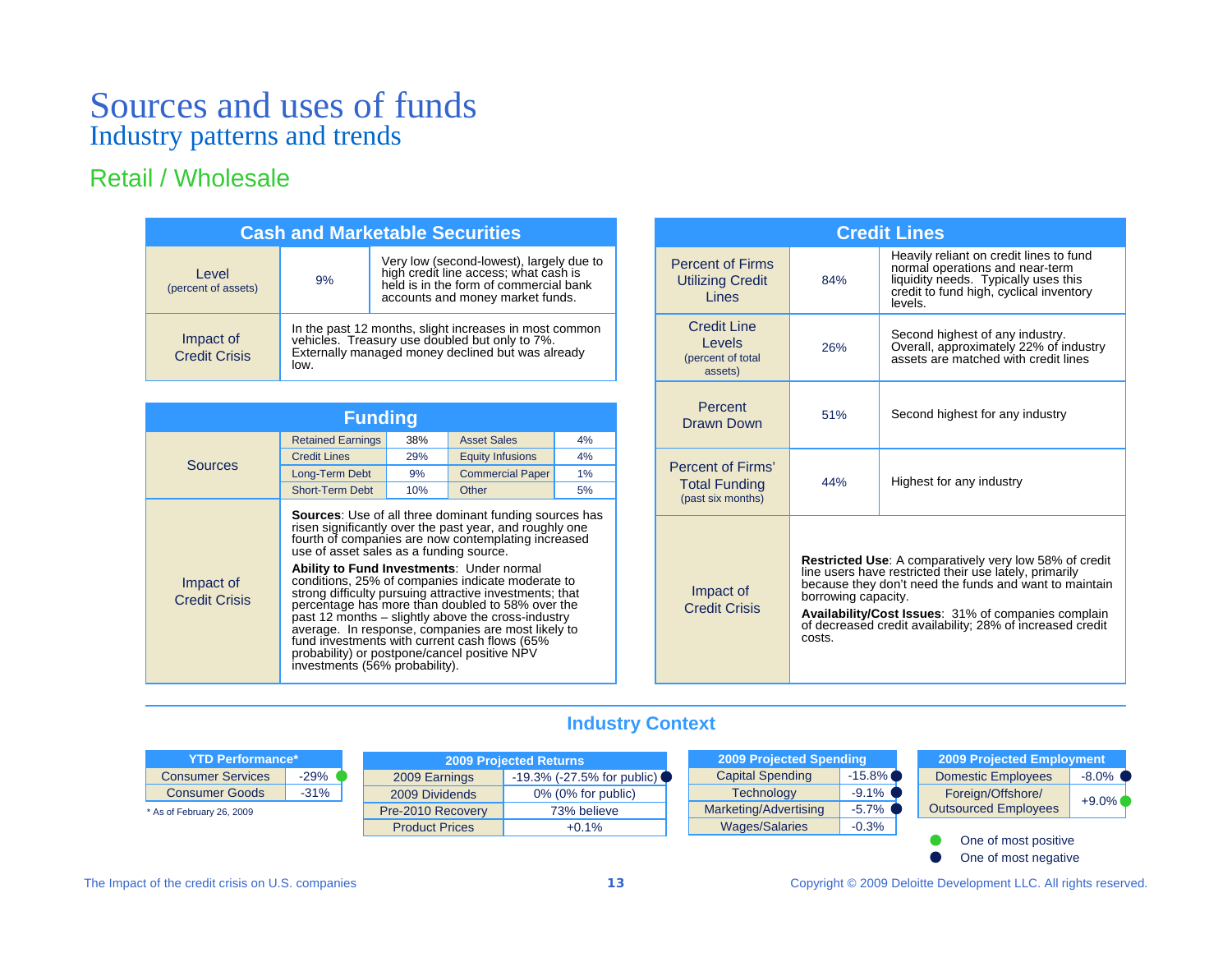# Sources and uses of funds
## Industry patterns and trends

### Retail / Wholesale

| Cash and Marketable Securities | | |
|---|---|---|
| Level (percent of assets) | 9% | Very low (second-lowest), largely due to high credit line access; what cash is held is in the form of commercial bank accounts and money market funds. |
| Impact of Credit Crisis | In the past 12 months, slight increases in most common vehicles. Treasury use doubled but only to 7%. Externally managed money declined but was already low. | |

| Funding | | | | |
|---|---|---|---|---|
| Sources | Retained Earnings | 38% | Asset Sales | 4% |
| | Credit Lines | 29% | Equity Infusions | 4% |
| | Long-Term Debt | 9% | Commercial Paper | 1% |
| | Short-Term Debt | 10% | Other | 5% |
| Impact of Credit Crisis | **Sources**: Use of all three dominant funding sources has risen significantly over the past year, and roughly one fourth of companies are now contemplating increased use of asset sales as a funding source. **Ability to Fund Investments**: Under normal conditions, 25% of companies indicate moderate to strong difficulty pursuing attractive investments; that percentage has more than doubled to 58% over the past 12 months – slightly above the cross-industry average. In response, companies are most likely to fund investments with current cash flows (65% probability) or postpone/cancel positive NPV investments (56% probability). | | | |

| Credit Lines | | |
|---|---|---|
| Percent of Firms Utilizing Credit Lines | 84% | Heavily reliant on credit lines to fund normal operations and near-term liquidity needs. Typically uses this credit to fund high, cyclical inventory levels. |
| Credit Line Levels (percent of total assets) | 26% | Second highest of any industry. Overall, approximately 22% of industry assets are matched with credit lines |
| Percent Drawn Down | 51% | Second highest for any industry |
| Percent of Firms' Total Funding (past six months) | 44% | Highest for any industry |
| Impact of Credit Crisis | **Restricted Use**: A comparatively very low 58% of credit line users have restricted their use lately, primarily because they don't need the funds and want to maintain borrowing capacity. **Availability/Cost Issues**: 31% of companies complain of decreased credit availability; 28% of increased credit costs. | |

### Industry Context

| YTD Performance* | |
|---|---|
| Consumer Services | -29% ● (one of most positive) |
| Consumer Goods | -31% |

\* As of February 26, 2009

| 2009 Projected Returns | |
|---|---|
| 2009 Earnings | -19.3% (-27.5% for public) ● (one of most negative) |
| 2009 Dividends | 0% (0% for public) |
| Pre-2010 Recovery | 73% believe |
| Product Prices | +0.1% |

| 2009 Projected Spending | |
|---|---|
| Capital Spending | -15.8% ● (one of most negative) |
| Technology | -9.1% ● (one of most negative) |
| Marketing/Advertising | -5.7% ● (one of most negative) |
| Wages/Salaries | -0.3% |

| 2009 Projected Employment | |
|---|---|
| Domestic Employees | -8.0% ● (one of most negative) |
| Foreign/Offshore/ Outsourced Employees | +9.0% ● (one of most positive) |

● One of most positive
● One of most negative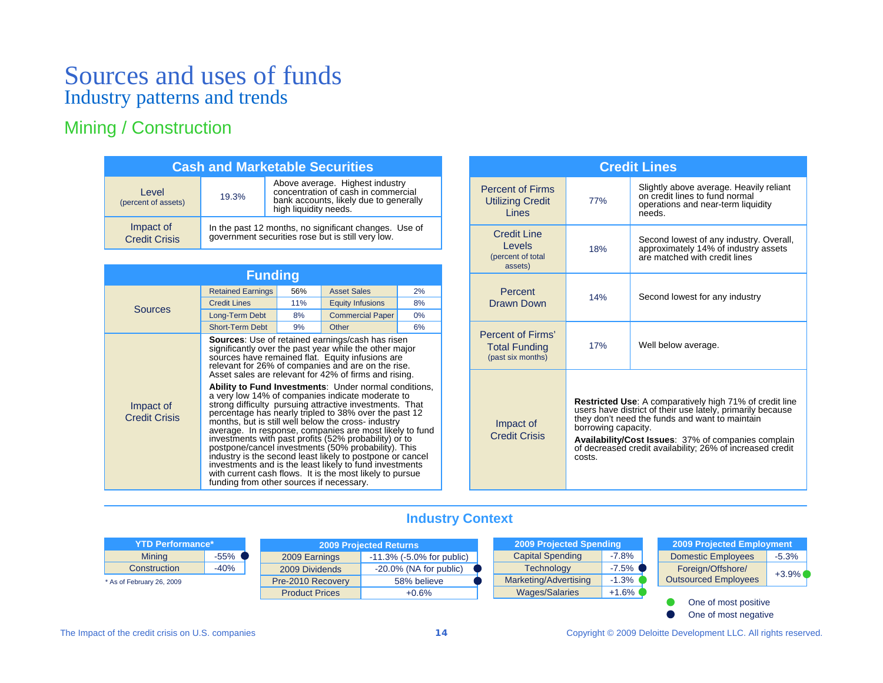# Sources and uses of funds

## Industry patterns and trends

### Mining / Construction

| Cash and Marketable Securities | | |
|---|---|---|
| Level (percent of assets) | 19.3% | Above average. Highest industry concentration of cash in commercial bank accounts, likely due to generally high liquidity needs. |
| Impact of Credit Crisis | In the past 12 months, no significant changes. Use of government securities rose but is still very low. | |

| Funding | | | | |
|---|---|---|---|---|
| Sources | Retained Earnings | 56% | Asset Sales | 2% |
| | Credit Lines | 11% | Equity Infusions | 8% |
| | Long-Term Debt | 8% | Commercial Paper | 0% |
| | Short-Term Debt | 9% | Other | 6% |

**Impact of Credit Crisis**

**Sources**: Use of retained earnings/cash has risen significantly over the past year while the other major sources have remained flat. Equity infusions are relevant for 26% of companies and are on the rise. Asset sales are relevant for 42% of firms and rising.

**Ability to Fund Investments**: Under normal conditions, a very low 14% of companies indicate moderate to strong difficulty pursuing attractive investments. That percentage has nearly tripled to 38% over the past 12 months, but is still well below the cross- industry average. In response, companies are most likely to fund investments with past profits (52% probability) or to postpone/cancel investments (50% probability). This industry is the second least likely to postpone or cancel investments and is the least likely to fund investments with current cash flows. It is the most likely to pursue funding from other sources if necessary.

| Credit Lines | | |
|---|---|---|
| Percent of Firms Utilizing Credit Lines | 77% | Slightly above average. Heavily reliant on credit lines to fund normal operations and near-term liquidity needs. |
| Credit Line Levels (percent of total assets) | 18% | Second lowest of any industry. Overall, approximately 14% of industry assets are matched with credit lines |
| Percent Drawn Down | 14% | Second lowest for any industry |
| Percent of Firms' Total Funding (past six months) | 17% | Well below average. |

**Impact of Credit Crisis**

**Restricted Use**: A comparatively high 71% of credit line users have district of their use lately, primarily because they don't need the funds and want to maintain borrowing capacity.

**Availability/Cost Issues**: 37% of companies complain of decreased credit availability; 26% of increased credit costs.

## Industry Context

| YTD Performance* | |
|---|---|
| Mining | -55% ● (one of most negative) |
| Construction | -40% |

* As of February 26, 2009

| 2009 Projected Returns | |
|---|---|
| 2009 Earnings | -11.3% (-5.0% for public) |
| 2009 Dividends | -20.0% (NA for public) ● (one of most negative) |
| Pre-2010 Recovery | 58% believe ● (one of most negative) |
| Product Prices | +0.6% |

| 2009 Projected Spending | |
|---|---|
| Capital Spending | -7.8% |
| Technology | -7.5% ● (one of most negative) |
| Marketing/Advertising | -1.3% ● (one of most positive) |
| Wages/Salaries | +1.6% ● (one of most positive) |

| 2009 Projected Employment | |
|---|---|
| Domestic Employees | -5.3% |
| Foreign/Offshore/ Outsourced Employees | +3.9% ● (one of most positive) |

● One of most positive
● One of most negative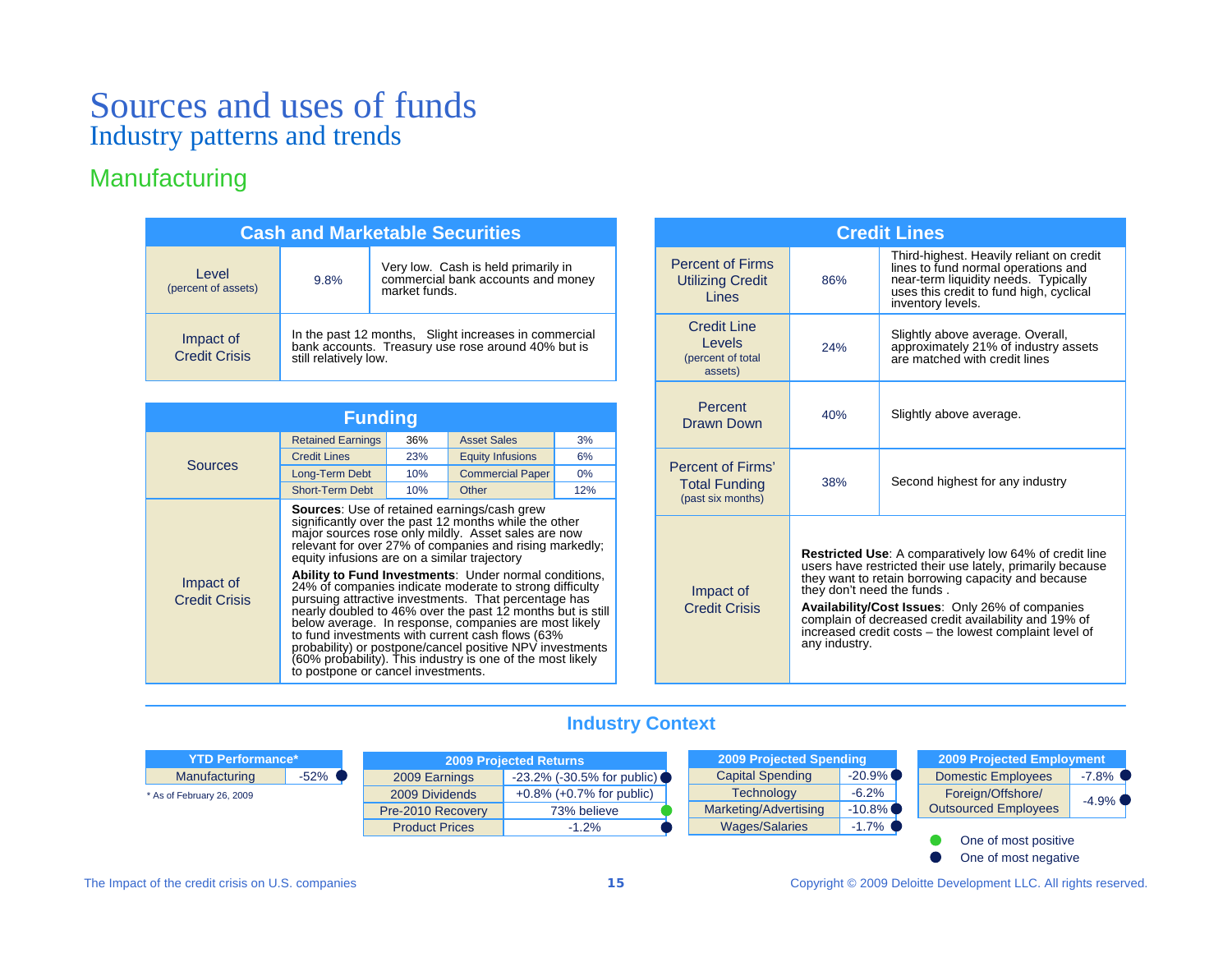# Sources and uses of funds
## Industry patterns and trends

### Manufacturing

| Cash and Marketable Securities | | |
|---|---|---|
| Level (percent of assets) | 9.8% | Very low. Cash is held primarily in commercial bank accounts and money market funds. |
| Impact of Credit Crisis | In the past 12 months, Slight increases in commercial bank accounts. Treasury use rose around 40% but is still relatively low. | |

| Funding | | | | |
|---|---|---|---|---|
| Sources | Retained Earnings | 36% | Asset Sales | 3% |
| | Credit Lines | 23% | Equity Infusions | 6% |
| | Long-Term Debt | 10% | Commercial Paper | 0% |
| | Short-Term Debt | 10% | Other | 12% |
| Impact of Credit Crisis | **Sources**: Use of retained earnings/cash grew significantly over the past 12 months while the other major sources rose only mildly. Asset sales are now relevant for over 27% of companies and rising markedly; equity infusions are on a similar trajectory. **Ability to Fund Investments**: Under normal conditions, 24% of companies indicate moderate to strong difficulty pursuing attractive investments. That percentage has nearly doubled to 46% over the past 12 months but is still below average. In response, companies are most likely to fund investments with current cash flows (63% probability) or postpone/cancel positive NPV investments (60% probability). This industry is one of the most likely to postpone or cancel investments. | | | |

| Credit Lines | | |
|---|---|---|
| Percent of Firms Utilizing Credit Lines | 86% | Third-highest. Heavily reliant on credit lines to fund normal operations and near-term liquidity needs. Typically uses this credit to fund high, cyclical inventory levels. |
| Credit Line Levels (percent of total assets) | 24% | Slightly above average. Overall, approximately 21% of industry assets are matched with credit lines |
| Percent Drawn Down | 40% | Slightly above average. |
| Percent of Firms' Total Funding (past six months) | 38% | Second highest for any industry |
| Impact of Credit Crisis | **Restricted Use**: A comparatively low 64% of credit line users have restricted their use lately, primarily because they want to retain borrowing capacity and because they don't need the funds. **Availability/Cost Issues**: Only 26% of companies complain of decreased credit availability and 19% of increased credit costs – the lowest complaint level of any industry. | |

### Industry Context

| YTD Performance* | |
|---|---|
| Manufacturing | -52% ● |

\* As of February 26, 2009

| 2009 Projected Returns | |
|---|---|
| 2009 Earnings | -23.2% (-30.5% for public) ● |
| 2009 Dividends | +0.8% (+0.7% for public) |
| Pre-2010 Recovery | 73% believe ● (green) |
| Product Prices | -1.2% ● |

| 2009 Projected Spending | |
|---|---|
| Capital Spending | -20.9% ● |
| Technology | -6.2% |
| Marketing/Advertising | -10.8% ● |
| Wages/Salaries | -1.7% ● |

| 2009 Projected Employment | |
|---|---|
| Domestic Employees | -7.8% ● |
| Foreign/Offshore/ Outsourced Employees | -4.9% ● |

● (green) One of most positive
● (dark) One of most negative

The Impact of the credit crisis on U.S. companies

Copyright © 2009 Deloitte Development LLC. All rights reserved.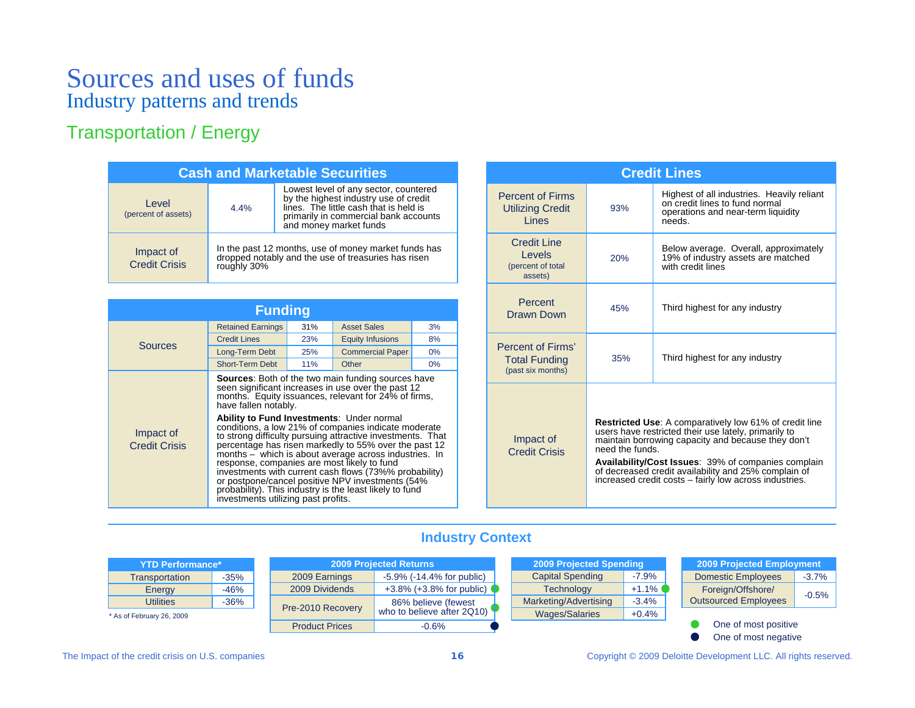# Sources and uses of funds

## Industry patterns and trends

### Transportation / Energy

| Cash and Marketable Securities | | |
|---|---|---|
| Level (percent of assets) | 4.4% | Lowest level of any sector, countered by the highest industry use of credit lines. The little cash that is held is primarily in commercial bank accounts and money market funds |
| Impact of Credit Crisis | In the past 12 months, use of money market funds has dropped notably and the use of treasuries has risen roughly 30% | |

| Funding | | | | |
|---|---|---|---|---|
| Sources | Retained Earnings | 31% | Asset Sales | 3% |
| | Credit Lines | 23% | Equity Infusions | 8% |
| | Long-Term Debt | 25% | Commercial Paper | 0% |
| | Short-Term Debt | 11% | Other | 0% |

**Impact of Credit Crisis**

**Sources**: Both of the two main funding sources have seen significant increases in use over the past 12 months. Equity issuances, relevant for 24% of firms, have fallen notably.

**Ability to Fund Investments**: Under normal conditions, a low 21% of companies indicate moderate to strong difficulty pursuing attractive investments. That percentage has risen markedly to 55% over the past 12 months – which is about average across industries. In response, companies are most likely to fund investments with current cash flows (73%% probability) or postpone/cancel positive NPV investments (54% probability). This industry is the least likely to fund investments utilizing past profits.

| Credit Lines | | |
|---|---|---|
| Percent of Firms Utilizing Credit Lines | 93% | Highest of all industries. Heavily reliant on credit lines to fund normal operations and near-term liquidity needs. |
| Credit Line Levels (percent of total assets) | 20% | Below average. Overall, approximately 19% of industry assets are matched with credit lines |
| Percent Drawn Down | 45% | Third highest for any industry |
| Percent of Firms' Total Funding (past six months) | 35% | Third highest for any industry |

**Impact of Credit Crisis**

**Restricted Use**: A comparatively low 61% of credit line users have restricted their use lately, primarily to maintain borrowing capacity and because they don't need the funds.

**Availability/Cost Issues**: 39% of companies complain of decreased credit availability and 25% complain of increased credit costs – fairly low across industries.

### Industry Context

| YTD Performance* | |
|---|---|
| Transportation | -35% |
| Energy | -46% |
| Utilities | -36% |

* As of February 26, 2009

| 2009 Projected Returns | |
|---|---|
| 2009 Earnings | -5.9% (-14.4% for public) |
| 2009 Dividends | +3.8% (+3.8% for public) ● (one of most positive) |
| Pre-2010 Recovery | 86% believe (fewest who to believe after 2Q10) ● (one of most positive) |
| Product Prices | -0.6% ● (one of most negative) |

| 2009 Projected Spending | |
|---|---|
| Capital Spending | -7.9% |
| Technology | +1.1% ● (one of most positive) |
| Marketing/Advertising | -3.4% |
| Wages/Salaries | +0.4% |

| 2009 Projected Employment | |
|---|---|
| Domestic Employees | -3.7% |
| Foreign/Offshore/ Outsourced Employees | -0.5% |

● One of most positive
● One of most negative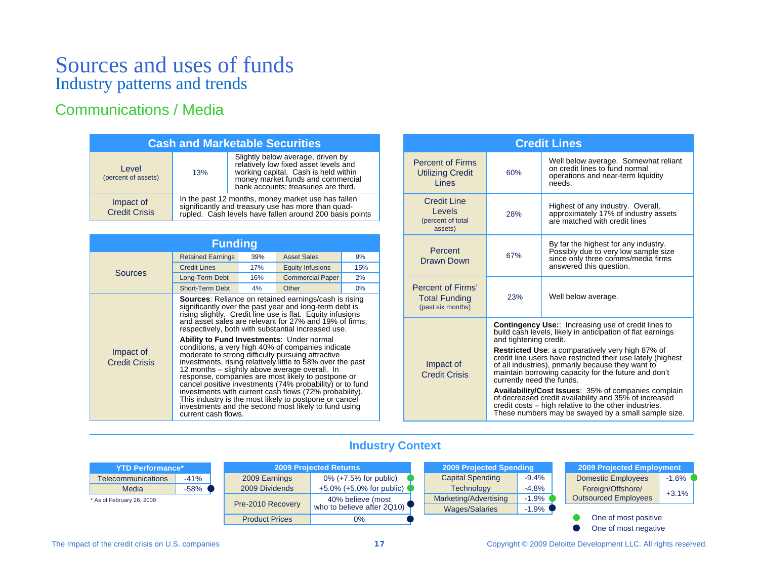# Sources and uses of funds
## Industry patterns and trends

### Communications / Media

| Cash and Marketable Securities | | |
|---|---|---|
| Level (percent of assets) | 13% | Slightly below average, driven by relatively low fixed asset levels and working capital. Cash is held within money market funds and commercial bank accounts; treasuries are third. |
| Impact of Credit Crisis | In the past 12 months, money market use has fallen significantly and treasury use has more than quad-rupled. Cash levels have fallen around 200 basis points | |

| Funding | | | | |
|---|---|---|---|---|
| Sources | Retained Earnings | 39% | Asset Sales | 9% |
| | Credit Lines | 17% | Equity Infusions | 15% |
| | Long-Term Debt | 16% | Commercial Paper | 2% |
| | Short-Term Debt | 4% | Other | 0% |
| Impact of Credit Crisis | **Sources**: Reliance on retained earnings/cash is rising significantly over the past year and long-term debt is rising slightly. Credit line use is flat. Equity infusions and asset sales are relevant for 27% and 19% of firms, respectively, both with substantial increased use. **Ability to Fund Investments**: Under normal conditions, a very high 40% of companies indicate moderate to strong difficulty pursuing attractive investments, rising relatively little to 58% over the past 12 months – slightly above average overall. In response, companies are most likely to postpone or cancel positive investments (74% probability) or to fund investments with current cash flows (72% probability). This industry is the most likely to postpone or cancel investments and the second most likely to fund using current cash flows. | | | |

| Credit Lines | | |
|---|---|---|
| Percent of Firms Utilizing Credit Lines | 60% | Well below average. Somewhat reliant on credit lines to fund normal operations and near-term liquidity needs. |
| Credit Line Levels (percent of total assets) | 28% | Highest of any industry. Overall, approximately 17% of industry assets are matched with credit lines |
| Percent Drawn Down | 67% | By far the highest for any industry. Possibly due to very low sample size since only three comms/media firms answered this question. |
| Percent of Firms' Total Funding (past six months) | 23% | Well below average. |
| Impact of Credit Crisis | **Contingency Use:**: Increasing use of credit lines to build cash levels, likely in anticipation of flat earnings and tightening credit. **Restricted Use**: a comparatively very high 87% of credit line users have restricted their use lately (highest of all industries), primarily because they want to maintain borrowing capacity for the future and don't currently need the funds. **Availability/Cost Issues**: 35% of companies complain of decreased credit availability and 35% of increased credit costs – high relative to the other industries. These numbers may be swayed by a small sample size. | |

### Industry Context

| YTD Performance* | |
|---|---|
| Telecommunications | -41% |
| Media | -58% ● (one of most negative) |

\* As of February 26, 2009

| 2009 Projected Returns | |
|---|---|
| 2009 Earnings | 0% (+7.5% for public) ● (one of most positive) |
| 2009 Dividends | +5.0% (+5.0% for public) ● (one of most positive) |
| Pre-2010 Recovery | 40% believe (most who to believe after 2Q10) ● (one of most negative) |
| Product Prices | 0% ● (one of most negative) |

| 2009 Projected Spending | |
|---|---|
| Capital Spending | -9.4% |
| Technology | -4.8% |
| Marketing/Advertising | -1.9% ● (one of most positive) |
| Wages/Salaries | -1.9% ● (one of most negative) |

| 2009 Projected Employment | |
|---|---|
| Domestic Employees | -1.6% ● (one of most positive) |
| Foreign/Offshore/ Outsourced Employees | +3.1% |

● One of most positive
● One of most negative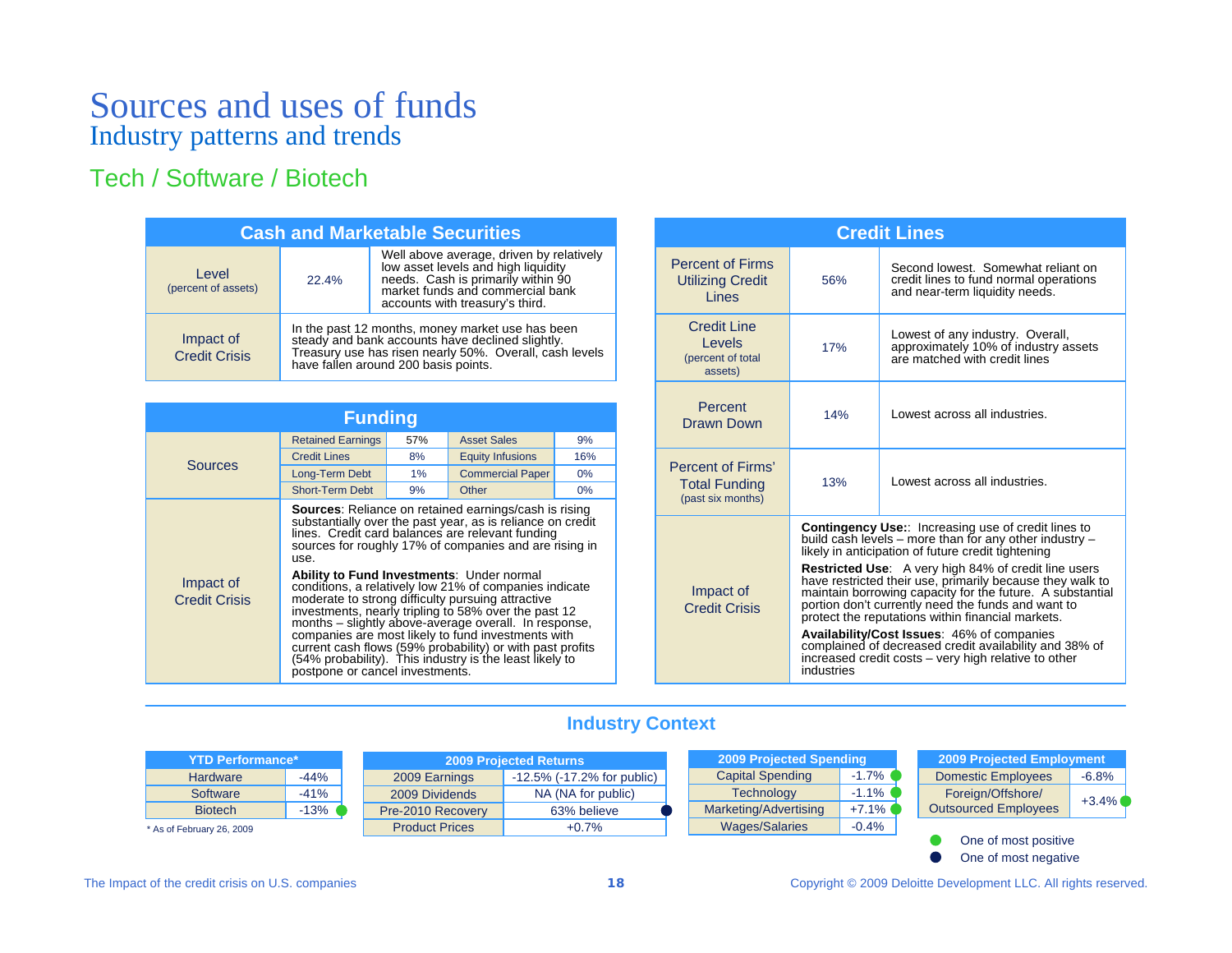# Sources and uses of funds

## Industry patterns and trends

### Tech / Software / Biotech

| Cash and Marketable Securities | | |
|---|---|---|
| Level (percent of assets) | 22.4% | Well above average, driven by relatively low asset levels and high liquidity needs. Cash is primarily within 90 market funds and commercial bank accounts with treasury's third. |
| Impact of Credit Crisis | In the past 12 months, money market use has been steady and bank accounts have declined slightly. Treasury use has risen nearly 50%. Overall, cash levels have fallen around 200 basis points. | |

| Funding | | | | |
|---|---|---|---|---|
| Sources | Retained Earnings | 57% | Asset Sales | 9% |
| | Credit Lines | 8% | Equity Infusions | 16% |
| | Long-Term Debt | 1% | Commercial Paper | 0% |
| | Short-Term Debt | 9% | Other | 0% |
| Impact of Credit Crisis | **Sources**: Reliance on retained earnings/cash is rising substantially over the past year, as is reliance on credit lines. Credit card balances are relevant funding sources for roughly 17% of companies and are rising in use. **Ability to Fund Investments**: Under normal conditions, a relatively low 21% of companies indicate moderate to strong difficulty pursuing attractive investments, nearly tripling to 58% over the past 12 months – slightly above-average overall. In response, companies are most likely to fund investments with current cash flows (59% probability) or with past profits (54% probability). This industry is the least likely to postpone or cancel investments. | | | |

| Credit Lines | | |
|---|---|---|
| Percent of Firms Utilizing Credit Lines | 56% | Second lowest. Somewhat reliant on credit lines to fund normal operations and near-term liquidity needs. |
| Credit Line Levels (percent of total assets) | 17% | Lowest of any industry. Overall, approximately 10% of industry assets are matched with credit lines |
| Percent Drawn Down | 14% | Lowest across all industries. |
| Percent of Firms' Total Funding (past six months) | 13% | Lowest across all industries. |
| Impact of Credit Crisis | **Contingency Use:**: Increasing use of credit lines to build cash levels – more than for any other industry – likely in anticipation of future credit tightening **Restricted Use**: A very high 84% of credit line users have restricted their use, primarily because they walk to maintain borrowing capacity for the future. A substantial portion don't currently need the funds and want to protect the reputations within financial markets. **Availability/Cost Issues**: 46% of companies complained of decreased credit availability and 38% of increased credit costs – very high relative to other industries | |

### Industry Context

| YTD Performance* | |
|---|---|
| Hardware | -44% |
| Software | -41% |
| Biotech | -13% (One of most positive) |

\* As of February 26, 2009

| 2009 Projected Returns | |
|---|---|
| 2009 Earnings | -12.5% (-17.2% for public) |
| 2009 Dividends | NA (NA for public) |
| Pre-2010 Recovery | 63% believe (One of most negative) |
| Product Prices | +0.7% |

| 2009 Projected Spending | |
|---|---|
| Capital Spending | -1.7% (One of most positive) |
| Technology | -1.1% (One of most positive) |
| Marketing/Advertising | +7.1% (One of most positive) |
| Wages/Salaries | -0.4% |

| 2009 Projected Employment | |
|---|---|
| Domestic Employees | -6.8% |
| Foreign/Offshore/ Outsourced Employees | +3.4% (One of most positive) |

● One of most positive
● One of most negative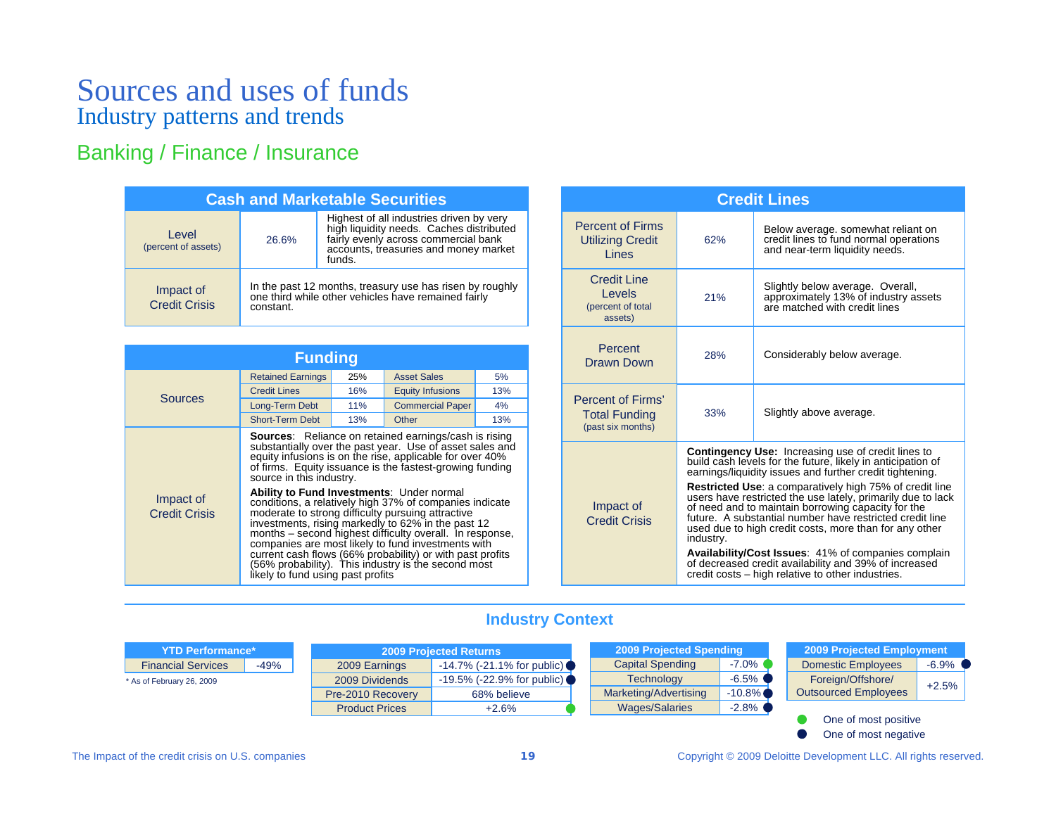# Sources and uses of funds

## Industry patterns and trends

### Banking / Finance / Insurance

**Cash and Marketable Securities**

| | | |
|---|---|---|
| Level (percent of assets) | 26.6% | Highest of all industries driven by very high liquidity needs. Caches distributed fairly evenly across commercial bank accounts, treasuries and money market funds. |
| Impact of Credit Crisis | In the past 12 months, treasury use has risen by roughly one third while other vehicles have remained fairly constant. | |

**Funding**

| | | | | |
|---|---|---|---|---|
| Sources | Retained Earnings | 25% | Asset Sales | 5% |
| | Credit Lines | 16% | Equity Infusions | 13% |
| | Long-Term Debt | 11% | Commercial Paper | 4% |
| | Short-Term Debt | 13% | Other | 13% |

Impact of Credit Crisis:

**Sources**: Reliance on retained earnings/cash is rising substantially over the past year. Use of asset sales and equity infusions is on the rise, applicable for over 40% of firms. Equity issuance is the fastest-growing funding source in this industry.

**Ability to Fund Investments**: Under normal conditions, a relatively high 37% of companies indicate moderate to strong difficulty pursuing attractive investments, rising markedly to 62% in the past 12 months – second highest difficulty overall. In response, companies are most likely to fund investments with current cash flows (66% probability) or with past profits (56% probability). This industry is the second most likely to fund using past profits

**Credit Lines**

| | | |
|---|---|---|
| Percent of Firms Utilizing Credit Lines | 62% | Below average. somewhat reliant on credit lines to fund normal operations and near-term liquidity needs. |
| Credit Line Levels (percent of total assets) | 21% | Slightly below average. Overall, approximately 13% of industry assets are matched with credit lines |
| Percent Drawn Down | 28% | Considerably below average. |
| Percent of Firms' Total Funding (past six months) | 33% | Slightly above average. |

Impact of Credit Crisis:

**Contingency Use:** Increasing use of credit lines to build cash levels for the future, likely in anticipation of earnings/liquidity issues and further credit tightening.

**Restricted Use**: a comparatively high 75% of credit line users have restricted the use lately, primarily due to lack of need and to maintain borrowing capacity for the future. A substantial number have restricted credit line used due to high credit costs, more than for any other industry.

**Availability/Cost Issues**: 41% of companies complain of decreased credit availability and 39% of increased credit costs – high relative to other industries.

### Industry Context

| YTD Performance* | |
|---|---|
| Financial Services | -49% |

\* As of February 26, 2009

| 2009 Projected Returns | |
|---|---|
| 2009 Earnings | -14.7% (-21.1% for public) ● (one of most negative) |
| 2009 Dividends | -19.5% (-22.9% for public) ● (one of most negative) |
| Pre-2010 Recovery | 68% believe |
| Product Prices | +2.6% ● (one of most positive) |

| 2009 Projected Spending | |
|---|---|
| Capital Spending | -7.0% ● (one of most positive) |
| Technology | -6.5% ● (one of most negative) |
| Marketing/Advertising | -10.8% ● (one of most negative) |
| Wages/Salaries | -2.8% ● (one of most negative) |

| 2009 Projected Employment | |
|---|---|
| Domestic Employees | -6.9% ● (one of most negative) |
| Foreign/Offshore/ Outsourced Employees | +2.5% |

● One of most positive
● One of most negative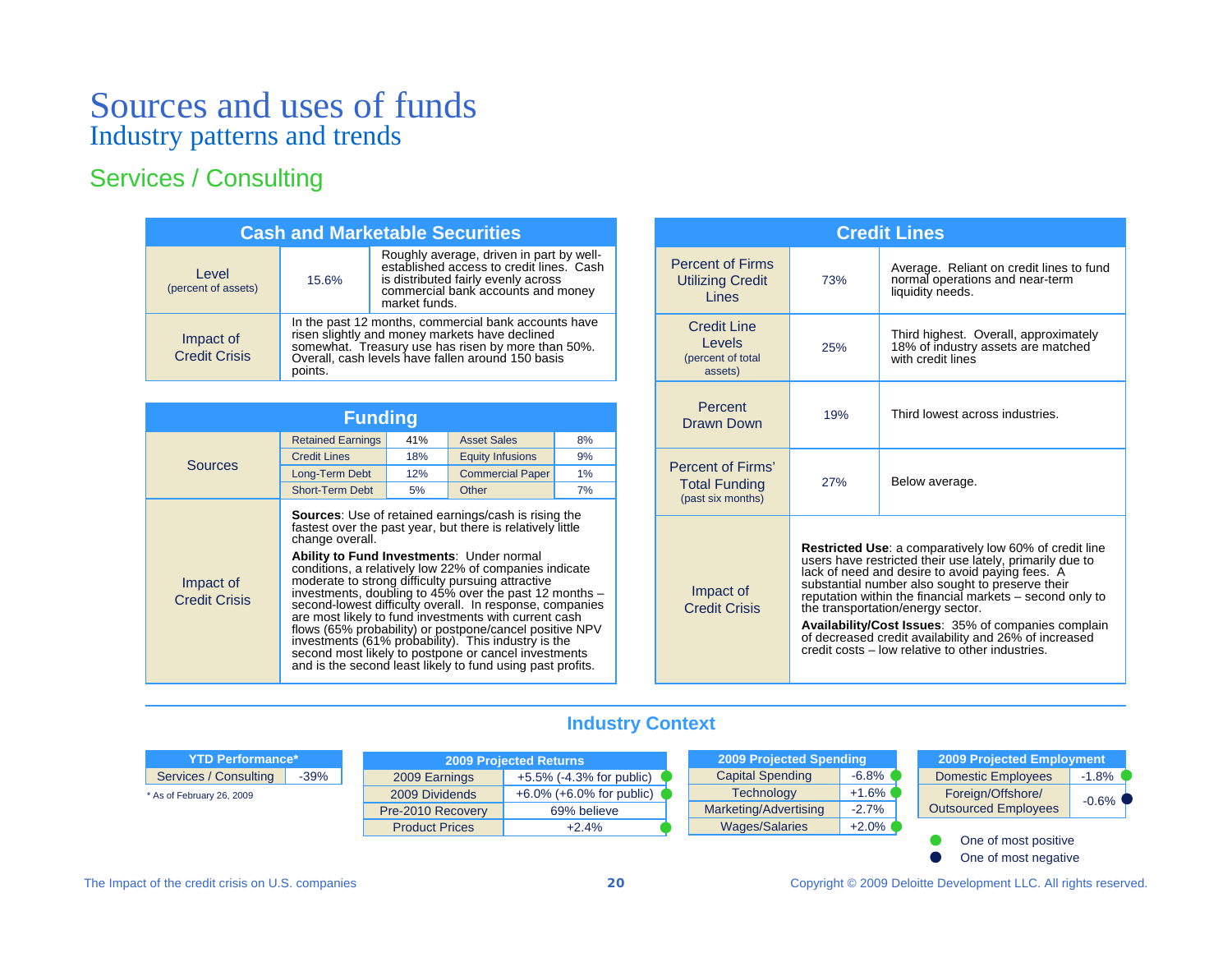# Sources and uses of funds
## Industry patterns and trends

### Services / Consulting

| Cash and Marketable Securities | | |
|---|---|---|
| Level (percent of assets) | 15.6% | Roughly average, driven in part by well-established access to credit lines. Cash is distributed fairly evenly across commercial bank accounts and money market funds. |
| Impact of Credit Crisis | In the past 12 months, commercial bank accounts have risen slightly and money markets have declined somewhat. Treasury use has risen by more than 50%. Overall, cash levels have fallen around 150 basis points. | |

| Funding | | | | |
|---|---|---|---|---|
| Sources | Retained Earnings | 41% | Asset Sales | 8% |
| | Credit Lines | 18% | Equity Infusions | 9% |
| | Long-Term Debt | 12% | Commercial Paper | 1% |
| | Short-Term Debt | 5% | Other | 7% |

**Impact of Credit Crisis**

**Sources**: Use of retained earnings/cash is rising the fastest over the past year, but there is relatively little change overall.

**Ability to Fund Investments**: Under normal conditions, a relatively low 22% of companies indicate moderate to strong difficulty pursuing attractive investments, doubling to 45% over the past 12 months – second-lowest difficulty overall. In response, companies are most likely to fund investments with current cash flows (65% probability) or postpone/cancel positive NPV investments (61% probability). This industry is the second most likely to postpone or cancel investments and is the second least likely to fund using past profits.

| Credit Lines | | |
|---|---|---|
| Percent of Firms Utilizing Credit Lines | 73% | Average. Reliant on credit lines to fund normal operations and near-term liquidity needs. |
| Credit Line Levels (percent of total assets) | 25% | Third highest. Overall, approximately 18% of industry assets are matched with credit lines |
| Percent Drawn Down | 19% | Third lowest across industries. |
| Percent of Firms' Total Funding (past six months) | 27% | Below average. |

**Impact of Credit Crisis**

**Restricted Use**: a comparatively low 60% of credit line users have restricted their use lately, primarily due to lack of need and desire to avoid paying fees. A substantial number also sought to preserve their reputation within the financial markets – second only to the transportation/energy sector.

**Availability/Cost Issues**: 35% of companies complain of decreased credit availability and 26% of increased credit costs – low relative to other industries.

### Industry Context

| YTD Performance* | |
|---|---|
| Services / Consulting | -39% |

\* As of February 26, 2009

| 2009 Projected Returns | | |
|---|---|---|
| 2009 Earnings | +5.5% (-4.3% for public) | ● One of most positive |
| 2009 Dividends | +6.0% (+6.0% for public) | ● One of most positive |
| Pre-2010 Recovery | 69% believe | |
| Product Prices | +2.4% | ● One of most positive |

| 2009 Projected Spending | | |
|---|---|---|
| Capital Spending | -6.8% | ● One of most positive |
| Technology | +1.6% | ● One of most positive |
| Marketing/Advertising | -2.7% | |
| Wages/Salaries | +2.0% | ● One of most positive |

| 2009 Projected Employment | | |
|---|---|---|
| Domestic Employees | -1.8% | ● One of most positive |
| Foreign/Offshore/ Outsourced Employees | -0.6% | ● One of most negative |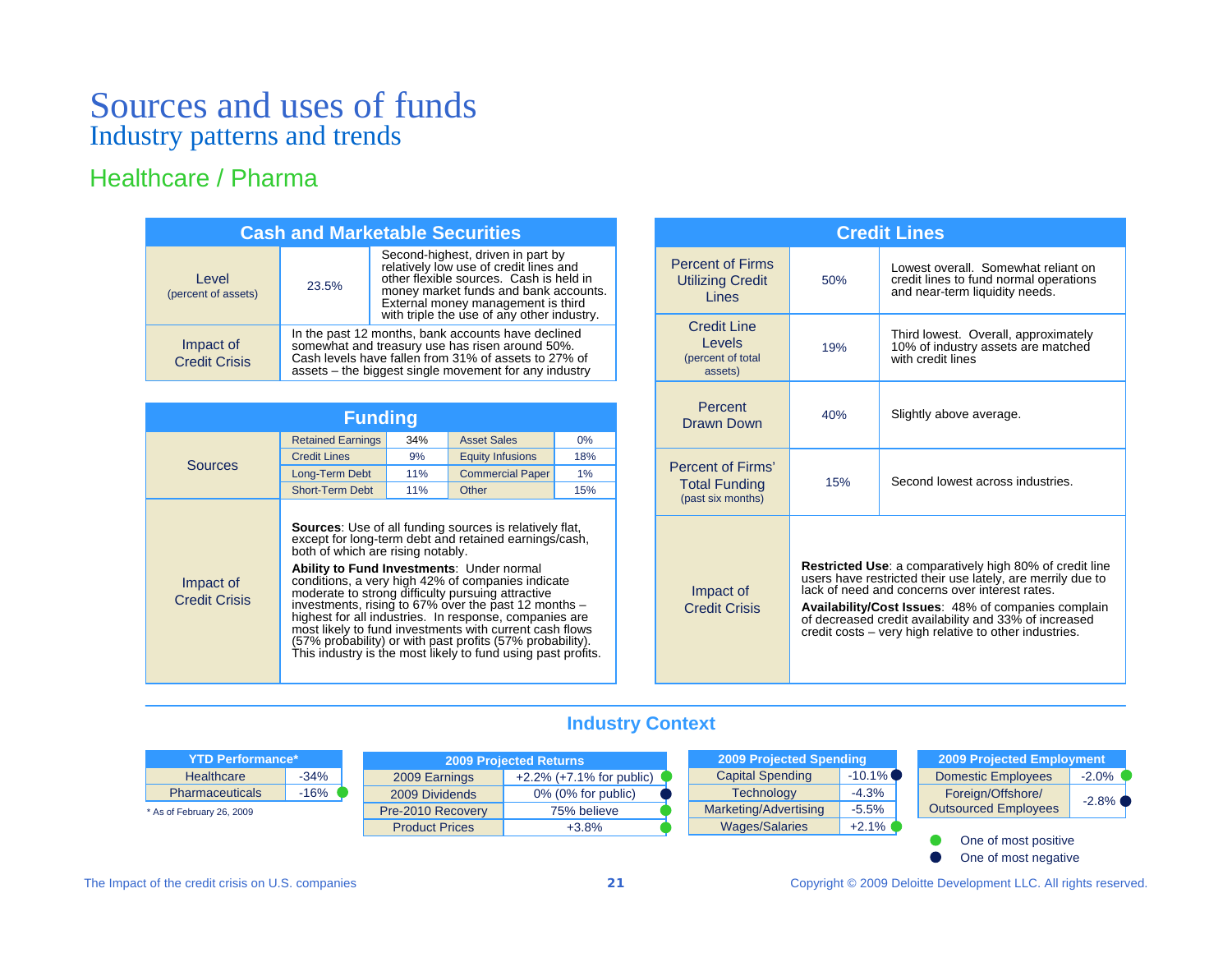# Sources and uses of funds

## Industry patterns and trends

### Healthcare / Pharma

**Cash and Marketable Securities**

| | | |
|---|---|---|
| Level (percent of assets) | 23.5% | Second-highest, driven in part by relatively low use of credit lines and other flexible sources. Cash is held in money market funds and bank accounts. External money management is third with triple the use of any other industry. |
| Impact of Credit Crisis | In the past 12 months, bank accounts have declined somewhat and treasury use has risen around 50%. Cash levels have fallen from 31% of assets to 27% of assets – the biggest single movement for any industry | |

**Funding**

| | | | | |
|---|---|---|---|---|
| Sources | Retained Earnings | 34% | Asset Sales | 0% |
| | Credit Lines | 9% | Equity Infusions | 18% |
| | Long-Term Debt | 11% | Commercial Paper | 1% |
| | Short-Term Debt | 11% | Other | 15% |

**Impact of Credit Crisis**

**Sources**: Use of all funding sources is relatively flat, except for long-term debt and retained earnings/cash, both of which are rising notably.

**Ability to Fund Investments**: Under normal conditions, a very high 42% of companies indicate moderate to strong difficulty pursuing attractive investments, rising to 67% over the past 12 months – highest for all industries. In response, companies are most likely to fund investments with current cash flows (57% probability) or with past profits (57% probability). This industry is the most likely to fund using past profits.

**Credit Lines**

| | | |
|---|---|---|
| Percent of Firms Utilizing Credit Lines | 50% | Lowest overall. Somewhat reliant on credit lines to fund normal operations and near-term liquidity needs. |
| Credit Line Levels (percent of total assets) | 19% | Third lowest. Overall, approximately 10% of industry assets are matched with credit lines |
| Percent Drawn Down | 40% | Slightly above average. |
| Percent of Firms' Total Funding (past six months) | 15% | Second lowest across industries. |

**Impact of Credit Crisis**

**Restricted Use**: a comparatively high 80% of credit line users have restricted their use lately, are merrily due to lack of need and concerns over interest rates.

**Availability/Cost Issues**: 48% of companies complain of decreased credit availability and 33% of increased credit costs – very high relative to other industries.

### Industry Context

| YTD Performance* | |
|---|---|
| Healthcare | -34% |
| Pharmaceuticals | -16% (one of most positive) |

\* As of February 26, 2009

| 2009 Projected Returns | |
|---|---|
| 2009 Earnings | +2.2% (+7.1% for public) (one of most positive) |
| 2009 Dividends | 0% (0% for public) (one of most negative) |
| Pre-2010 Recovery | 75% believe (one of most positive) |
| Product Prices | +3.8% (one of most positive) |

| 2009 Projected Spending | |
|---|---|
| Capital Spending | -10.1% (one of most negative) |
| Technology | -4.3% |
| Marketing/Advertising | -5.5% |
| Wages/Salaries | +2.1% (one of most positive) |

| 2009 Projected Employment | |
|---|---|
| Domestic Employees | -2.0% (one of most positive) |
| Foreign/Offshore/ Outsourced Employees | -2.8% (one of most negative) |

● One of most positive
● One of most negative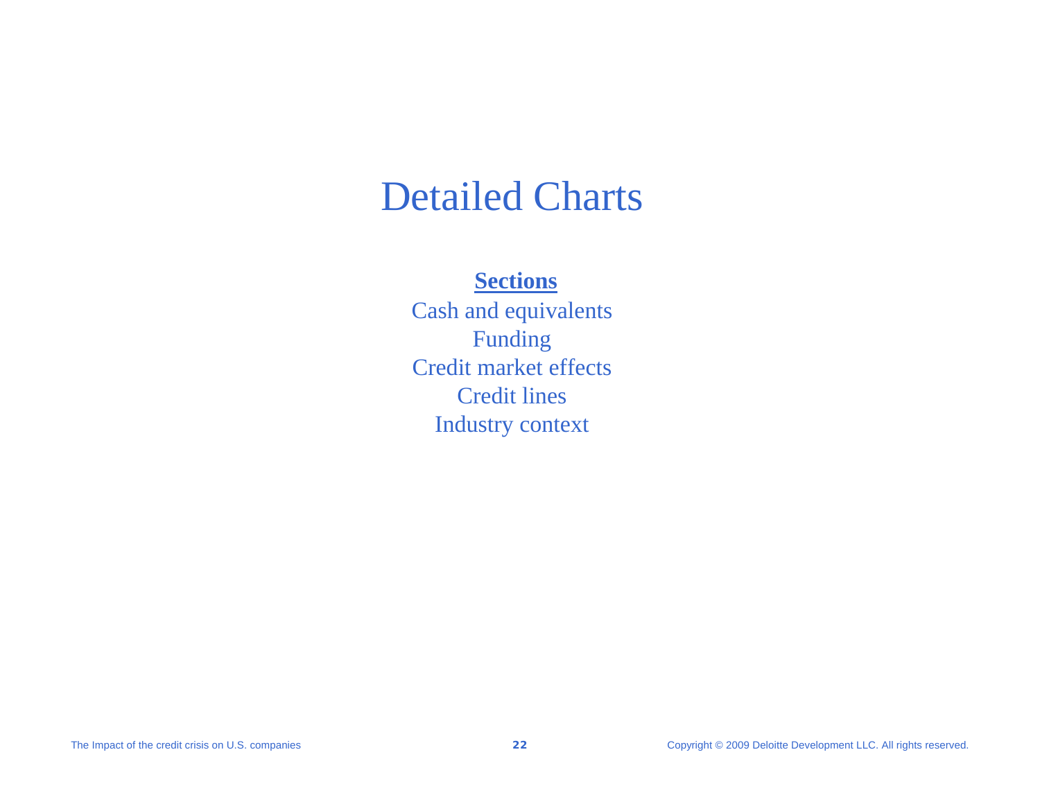# Detailed Charts

**Sections**

Cash and equivalents
Funding
Credit market effects
Credit lines
Industry context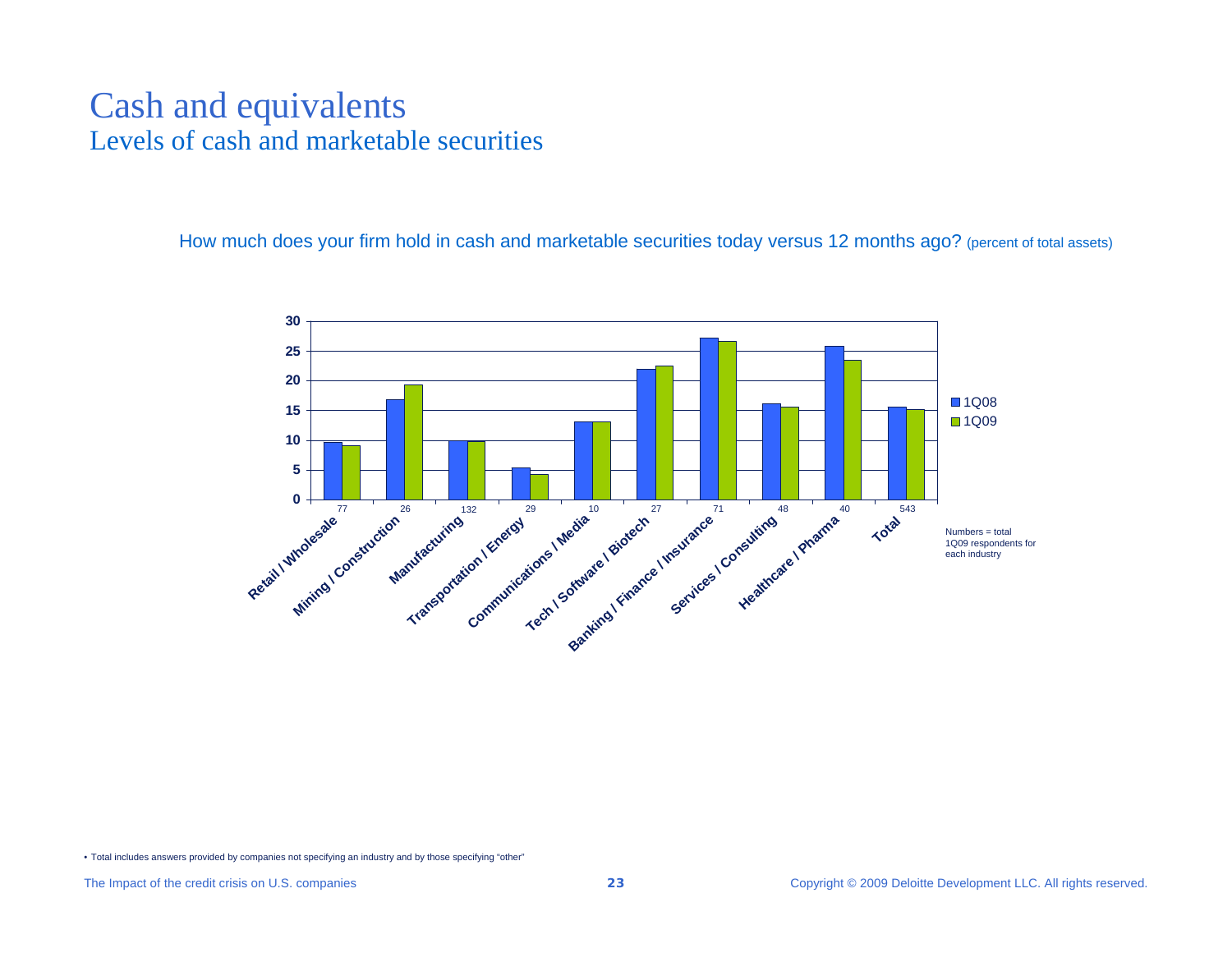# Cash and equivalents
## Levels of cash and marketable securities

How much does your firm hold in cash and marketable securities today versus 12 months ago? (percent of total assets)

| Industry | Respondents (1Q09) | 1Q08 | 1Q09 |
|---|---|---|---|
| Retail / Wholesale | 77 | 9.7 | 9.1 |
| Mining / Construction | 26 | 16.9 | 19.3 |
| Manufacturing | 132 | 10.0 | 9.8 |
| Transportation / Energy | 29 | 5.4 | 4.3 |
| Communications / Media | 10 | 13.1 | 13.1 |
| Tech / Software / Biotech | 27 | 22.0 | 22.5 |
| Banking / Finance / Insurance | 71 | 27.2 | 26.6 |
| Services / Consulting | 48 | 16.2 | 15.6 |
| Healthcare / Pharma | 40 | 25.8 | 23.4 |
| Total | 543 | 15.6 | 15.2 |

Numbers = total 1Q09 respondents for each industry

- Total includes answers provided by companies not specifying an industry and by those specifying "other"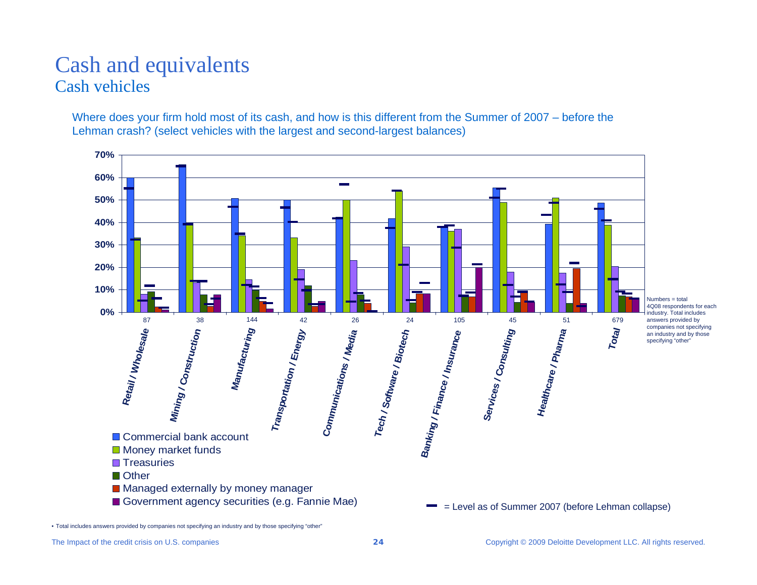# Cash and equivalents

## Cash vehicles

Where does your firm hold most of its cash, and how is this different from the Summer of 2007 – before the Lehman crash? (select vehicles with the largest and second-largest balances)

| Industry | Respondents | Commercial bank account | Money market funds | Treasuries | Other | Managed externally by money manager | Government agency securities (e.g. Fannie Mae) |
|---|---|---|---|---|---|---|---|
| Retail / Wholesale | 87 | | | | | | |
| Mining / Construction | 38 | | | | | | |
| Manufacturing | 144 | | | | | | |
| Transportation / Energy | 42 | | | | | | |
| Communications / Media | 26 | | | | | | |
| Tech / Software / Biotech | 24 | | | | | | |
| Banking / Finance / Insurance | 105 | | | | | | |
| Services / Consulting | 45 | | | | | | |
| Healthcare / Pharma | 51 | | | | | | |
| Total | 679 | | | | | | |

▬ = Level as of Summer 2007 (before Lehman collapse)

Numbers = total 4Q08 respondents for each industry. Total includes answers provided by companies not specifying an industry and by those specifying "other"

• Total includes answers provided by companies not specifying an industry and by those specifying "other"

The Impact of the credit crisis on U.S. companies

Copyright © 2009 Deloitte Development LLC. All rights reserved.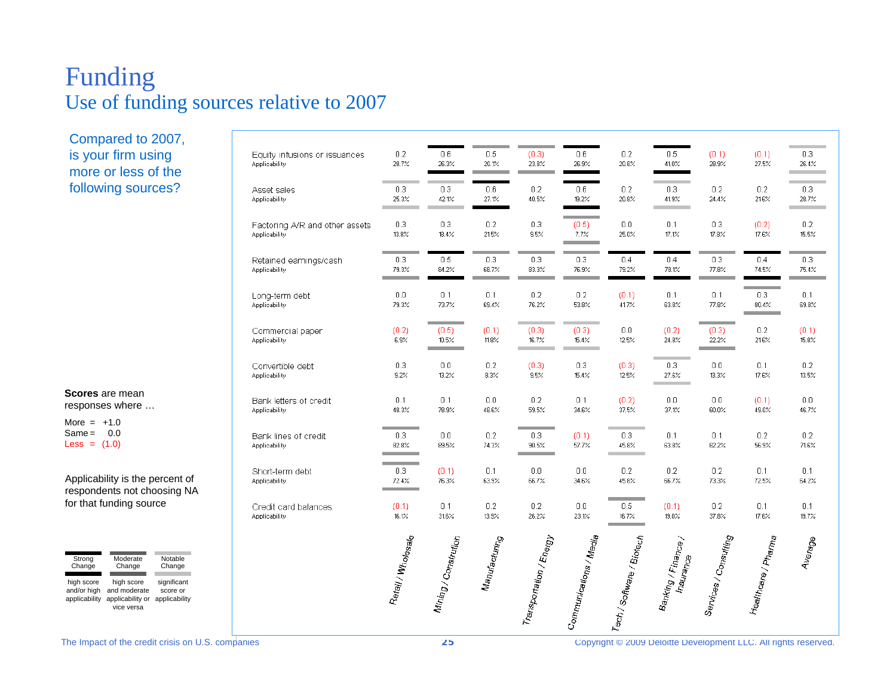# Funding

## Use of funding sources relative to 2007

Compared to 2007, is your firm using more or less of the following sources?

| | Retail / Wholesale | Mining / Construction | Manufacturing | Transportation / Energy | Communications / Media | Tech / Software / Biotech | Banking / Finance / Insurance | Services / Consulting | Healthcare / Pharma | Average |
|---|---|---|---|---|---|---|---|---|---|---|
| Equity infusions or issuances | 0.2 | 0.6 | 0.5 | (0.3) | 0.6 | 0.2 | 0.5 | (0.1) | (0.1) | 0.3 |
| Applicability | 28.7% | 26.3% | 20.1% | 23.8% | 26.9% | 20.8% | 41.0% | 28.9% | 27.5% | 26.4% |
| Asset sales | 0.3 | 0.3 | 0.6 | 0.2 | 0.6 | 0.2 | 0.3 | 0.2 | 0.2 | 0.3 |
| Applicability | 25.3% | 42.1% | 27.1% | 40.5% | 19.2% | 20.8% | 41.9% | 24.4% | 21.6% | 28.7% |
| Factoring A/R and other assets | 0.3 | 0.3 | 0.2 | 0.3 | (0.5) | 0.0 | 0.1 | 0.3 | (0.2) | 0.2 |
| Applicability | 13.8% | 18.4% | 21.5% | 9.5% | 7.7% | 25.0% | 17.1% | 17.8% | 17.6% | 15.5% |
| Retained earnings/cash | 0.3 | 0.5 | 0.3 | 0.3 | 0.3 | 0.4 | 0.4 | 0.3 | 0.4 | 0.3 |
| Applicability | 79.3% | 84.2% | 68.7% | 83.3% | 76.9% | 79.2% | 78.1% | 77.8% | 74.5% | 75.4% |
| Long-term debt | 0.0 | 0.1 | 0.1 | 0.2 | 0.2 | (0.1) | 0.1 | 0.1 | 0.3 | 0.1 |
| Applicability | 79.3% | 73.7% | 69.4% | 76.2% | 53.8% | 41.7% | 63.8% | 77.8% | 80.4% | 69.8% |
| Commercial paper | (0.2) | (0.5) | (0.1) | (0.3) | (0.3) | 0.0 | (0.2) | (0.3) | 0.2 | (0.1) |
| Applicability | 6.9% | 10.5% | 11.8% | 16.7% | 15.4% | 12.5% | 24.8% | 22.2% | 21.6% | 15.8% |
| Convertible debt | 0.3 | 0.0 | 0.2 | (0.3) | 0.3 | (0.3) | 0.3 | 0.0 | 0.1 | 0.2 |
| Applicability | 9.2% | 13.2% | 8.3% | 9.5% | 15.4% | 12.5% | 27.6% | 13.3% | 17.6% | 13.5% |
| Bank letters of credit | 0.1 | 0.1 | 0.0 | 0.2 | 0.1 | (0.2) | 0.0 | 0.0 | (0.1) | 0.0 |
| Applicability | 48.3% | 78.9% | 48.6% | 59.5% | 34.6% | 37.5% | 37.1% | 60.0% | 49.0% | 46.7% |
| Bank lines of credit | 0.3 | 0.0 | 0.2 | 0.3 | (0.1) | 0.3 | 0.1 | 0.1 | 0.2 | 0.2 |
| Applicability | 82.8% | 89.5% | 74.3% | 90.5% | 57.7% | 45.8% | 63.8% | 82.2% | 56.9% | 71.6% |
| Short-term debt | 0.3 | (0.1) | 0.1 | 0.0 | 0.0 | 0.2 | 0.2 | 0.2 | 0.1 | 0.1 |
| Applicability | 72.4% | 76.3% | 63.9% | 66.7% | 34.6% | 45.8% | 66.7% | 73.3% | 72.5% | 64.2% |
| Credit card balances | (0.1) | 0.1 | 0.2 | 0.2 | 0.0 | 0.5 | (0.1) | 0.2 | 0.1 | 0.1 |
| Applicability | 16.1% | 31.6% | 13.9% | 26.2% | 23.1% | 16.7% | 19.0% | 37.8% | 17.6% | 19.7% |

**Scores** are mean responses where …

More = +1.0
Same = 0.0
Less = (1.0)

Applicability is the percent of respondents not choosing NA for that funding source

| Strong Change | Moderate Change | Notable Change |
|---|---|---|
| high score and/or high applicability | high score and moderate applicability or vice versa | significant score or applicability |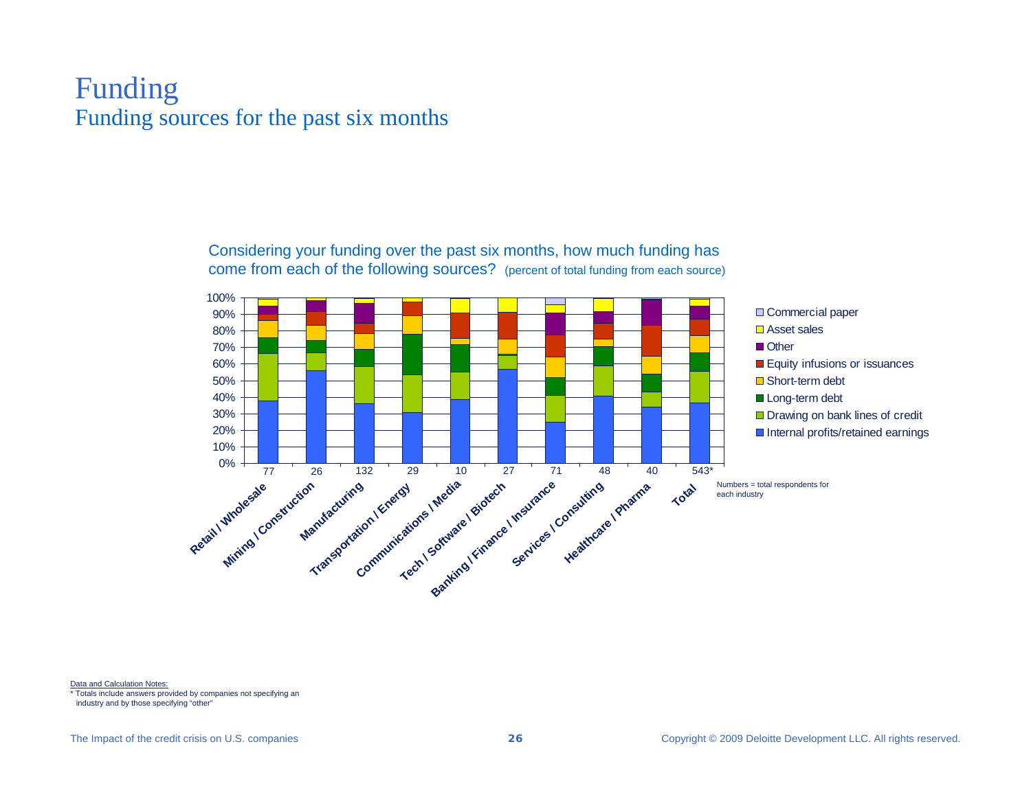# Funding

## Funding sources for the past six months

Considering your funding over the past six months, how much funding has come from each of the following sources? (percent of total funding from each source)

| Industry | Respondents |
|---|---|
| Retail / Wholesale | 77 |
| Mining / Construction | 26 |
| Manufacturing | 132 |
| Transportation / Energy | 29 |
| Communications / Media | 10 |
| Tech / Software / Biotech | 27 |
| Banking / Finance / Insurance | 71 |
| Services / Consulting | 48 |
| Healthcare / Pharma | 40 |
| Total | 543* |

Legend: Commercial paper; Asset sales; Other; Equity infusions or issuances; Short-term debt; Long-term debt; Drawing on bank lines of credit; Internal profits/retained earnings

Numbers = total respondents for each industry

Data and Calculation Notes:

* Totals include answers provided by companies not specifying an industry and by those specifying "other"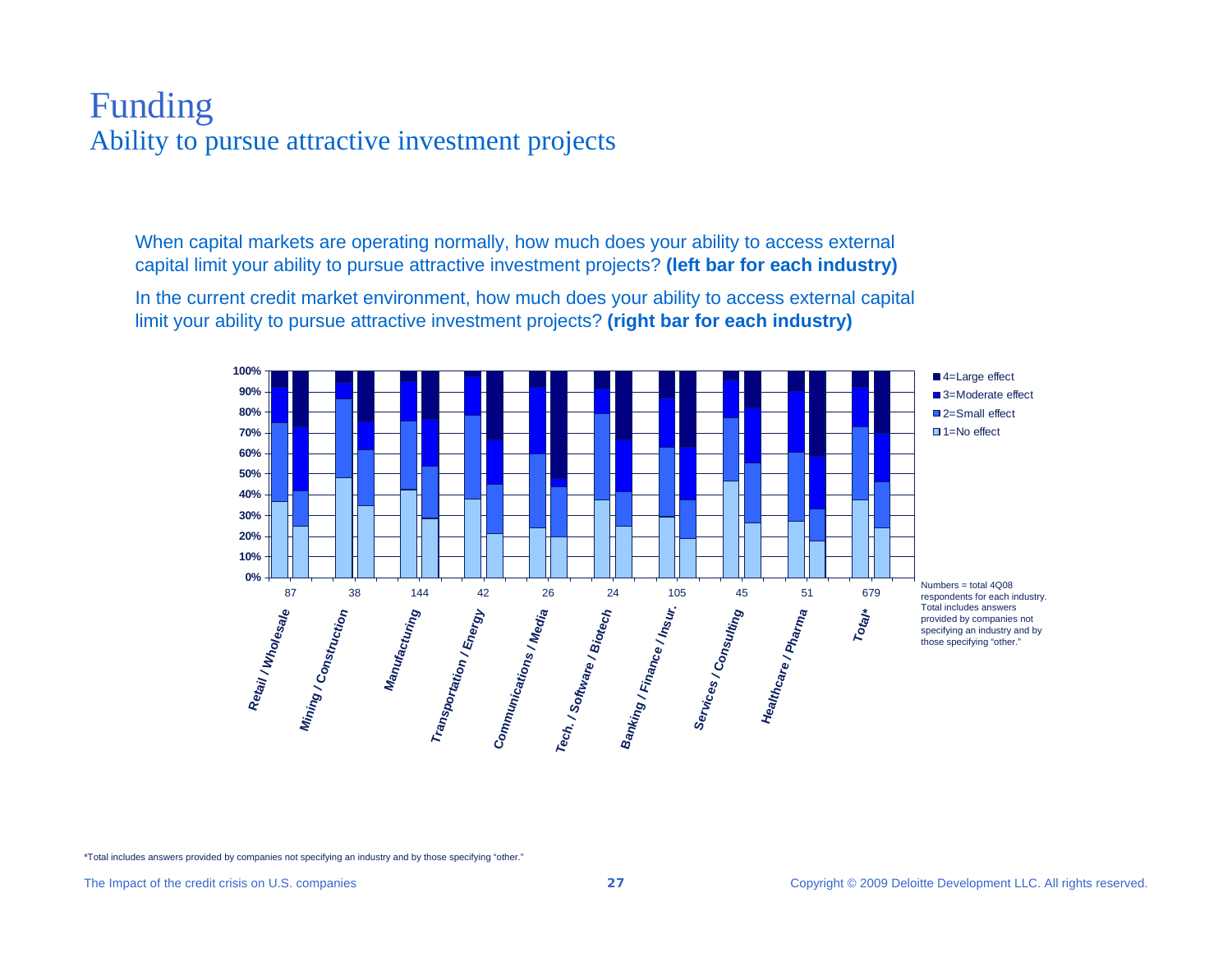# Funding

## Ability to pursue attractive investment projects

When capital markets are operating normally, how much does your ability to access external capital limit your ability to pursue attractive investment projects? **(left bar for each industry)**

In the current credit market environment, how much does your ability to access external capital limit your ability to pursue attractive investment projects? **(right bar for each industry)**

| Industry | Respondents |
|---|---|
| Retail / Wholesale | 87 |
| Mining / Construction | 38 |
| Manufacturing | 144 |
| Transportation / Energy | 42 |
| Communications / Media | 26 |
| Tech. / Software / Biotech | 24 |
| Banking / Finance / Insur. | 105 |
| Services / Consulting | 45 |
| Healthcare / Pharma | 51 |
| Total* | 679 |

Legend: 4=Large effect; 3=Moderate effect; 2=Small effect; 1=No effect

Numbers = total 4Q08 respondents for each industry. Total includes answers provided by companies not specifying an industry and by those specifying "other."

*Total includes answers provided by companies not specifying an industry and by those specifying "other."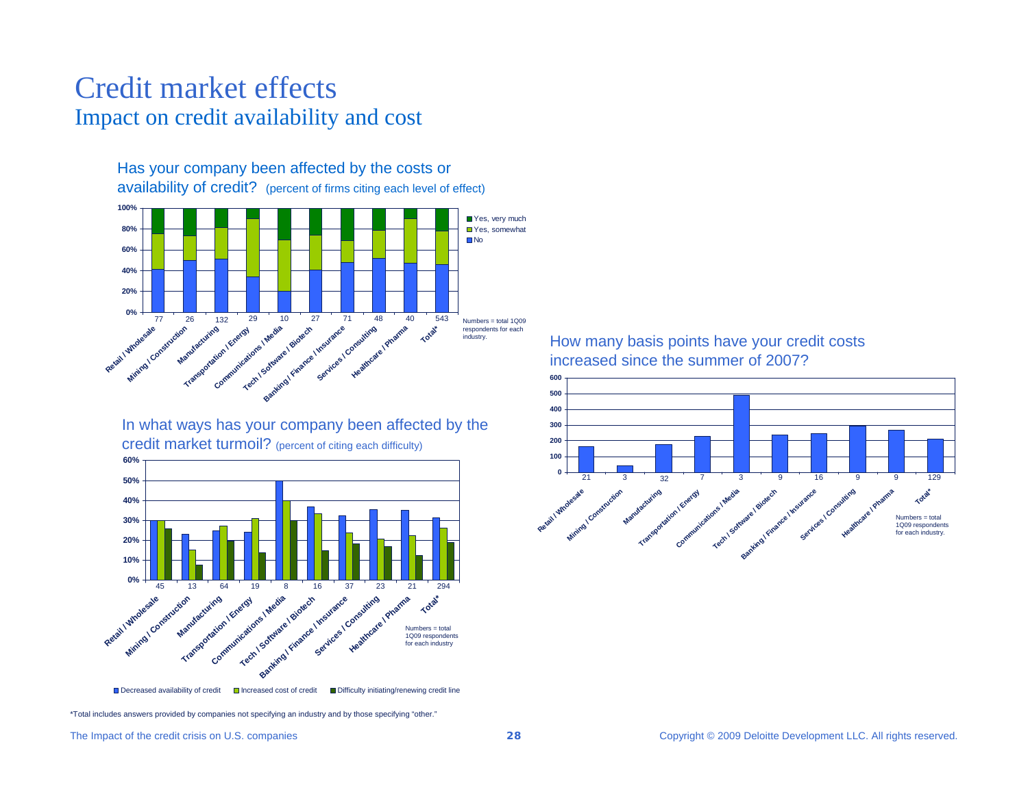# Credit market effects

## Impact on credit availability and cost

### Has your company been affected by the costs or availability of credit? (percent of firms citing each level of effect)

Legend: Yes, very much; Yes, somewhat; No

| Industry | Respondents |
|---|---|
| Retail / Wholesale | 77 |
| Mining / Construction | 26 |
| Manufacturing | 132 |
| Transportation / Energy | 29 |
| Communications / Media | 10 |
| Tech / Software / Biotech | 27 |
| Banking / Finance / Insurance | 71 |
| Services / Consulting | 48 |
| Healthcare / Pharma | 40 |
| Total* | 543 |

Numbers = total 1Q09 respondents for each industry.

### In what ways has your company been affected by the credit market turmoil? (percent of citing each difficulty)

Legend: Decreased availability of credit; Increased cost of credit; Difficulty initiating/renewing credit line

| Industry | Respondents |
|---|---|
| Retail / Wholesale | 45 |
| Mining / Construction | 13 |
| Manufacturing | 64 |
| Transportation / Energy | 19 |
| Communications / Media | 8 |
| Tech / Software / Biotech | 16 |
| Banking / Finance / Insurance | 37 |
| Services / Consulting | 23 |
| Healthcare / Pharma | 21 |
| Total* | 294 |

Numbers = total 1Q09 respondents for each industry

### How many basis points have your credit costs increased since the summer of 2007?

| Industry | Respondents |
|---|---|
| Retail / Wholesale | 21 |
| Mining / Construction | 3 |
| Manufacturing | 32 |
| Transportation / Energy | 7 |
| Communications / Media | 3 |
| Tech / Software / Biotech | 9 |
| Banking / Finance / Insurance | 16 |
| Services / Consulting | 9 |
| Healthcare / Pharma | 9 |
| Total* | 129 |

Numbers = total 1Q09 respondents for each industry.

*Total includes answers provided by companies not specifying an industry and by those specifying "other."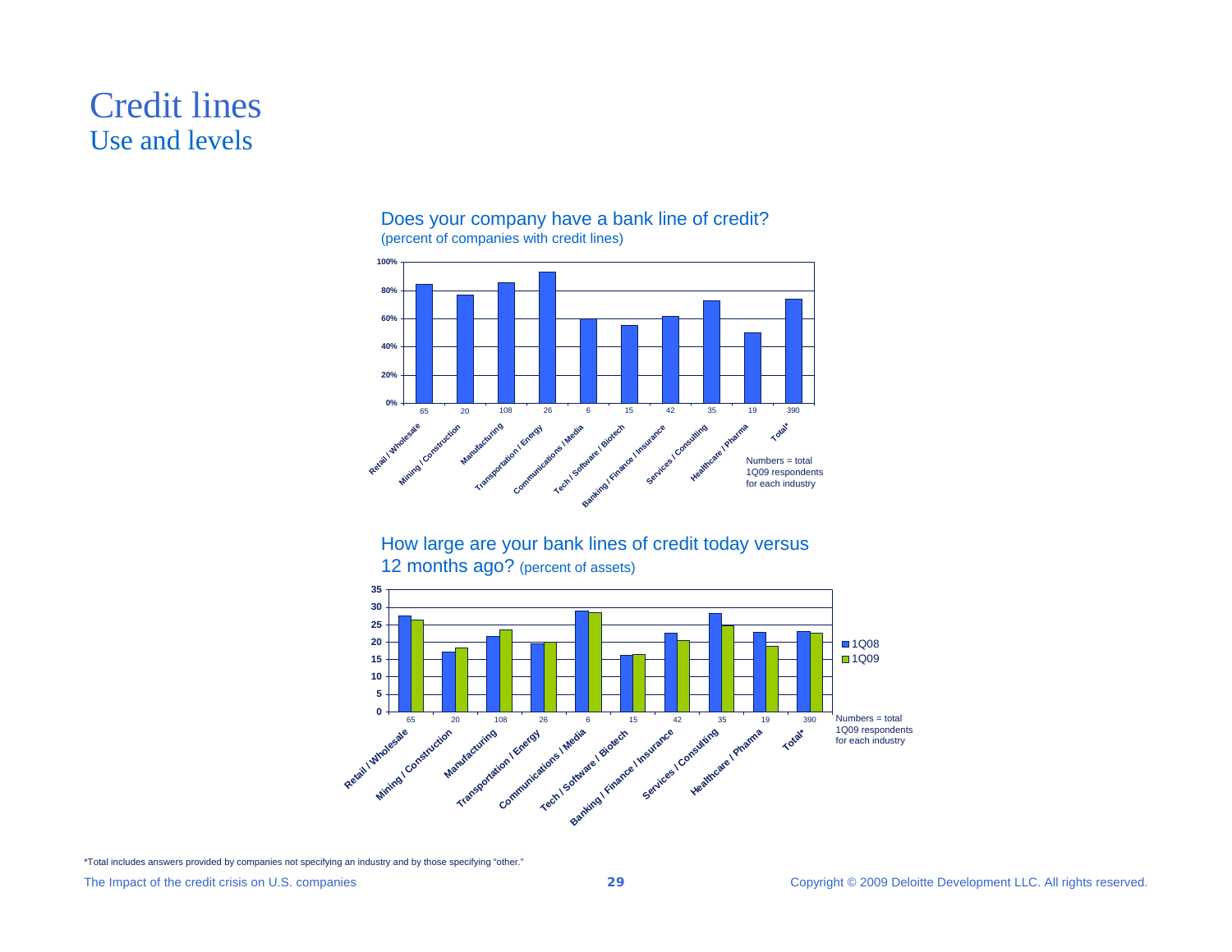# Credit lines

## Use and levels

### Does your company have a bank line of credit?

(percent of companies with credit lines)

| Industry | Respondents (1Q09) |
| --- | --- |
| Retail / Wholesale | 65 |
| Mining / Construction | 20 |
| Manufacturing | 108 |
| Transportation / Energy | 26 |
| Communications / Media | 6 |
| Tech / Software / Biotech | 15 |
| Banking / Finance / Insurance | 42 |
| Services / Consulting | 35 |
| Healthcare / Pharma | 19 |
| Total* | 390 |

Numbers = total 1Q09 respondents for each industry

### How large are your bank lines of credit today versus 12 months ago? (percent of assets)

| Industry | Respondents (1Q09) |
| --- | --- |
| Retail / Wholesale | 65 |
| Mining / Construction | 20 |
| Manufacturing | 108 |
| Transportation / Energy | 26 |
| Communications / Media | 6 |
| Tech / Software / Biotech | 15 |
| Banking / Finance / Insurance | 42 |
| Services / Consulting | 35 |
| Healthcare / Pharma | 19 |
| Total* | 390 |

Legend: 1Q08, 1Q09

Numbers = total 1Q09 respondents for each industry

*Total includes answers provided by companies not specifying an industry and by those specifying "other."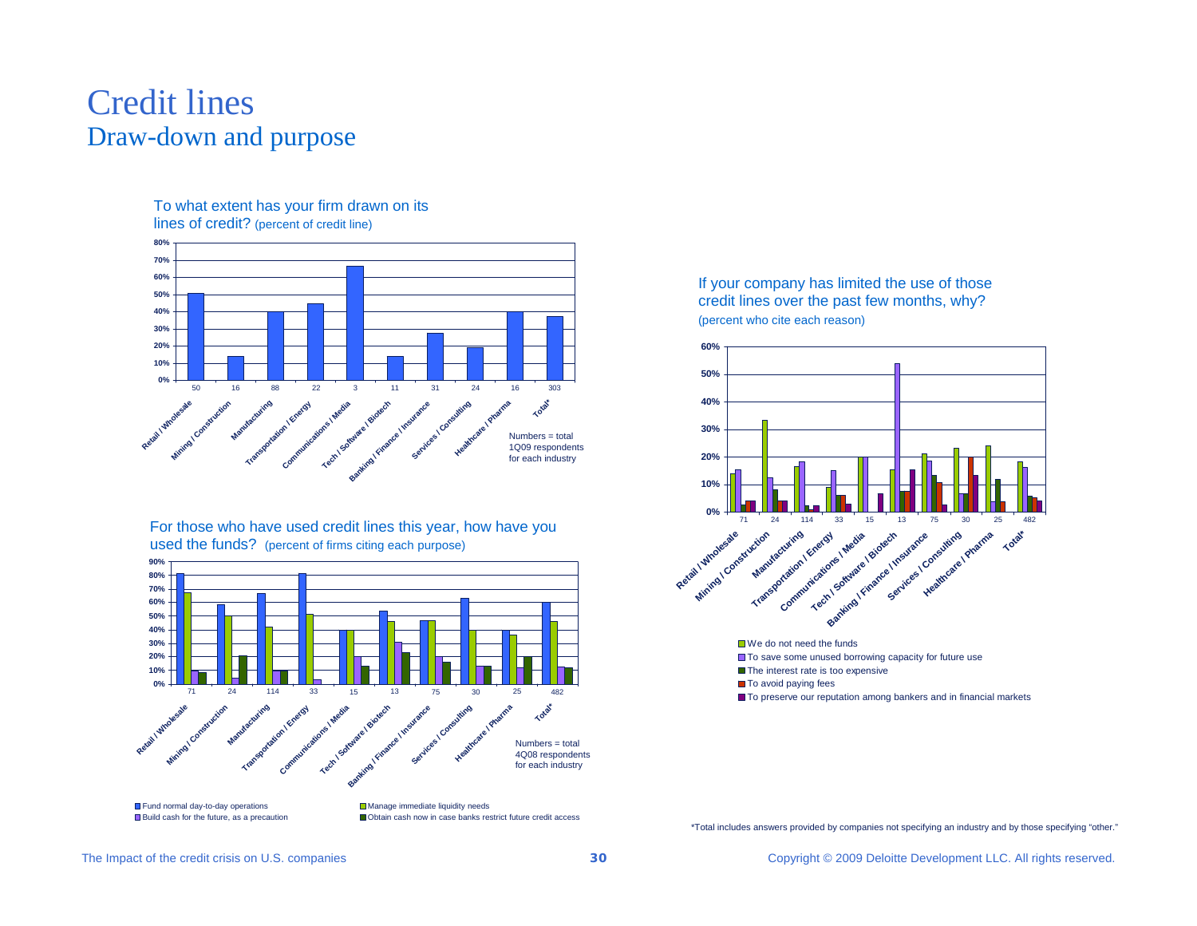# Credit lines

## Draw-down and purpose

### To what extent has your firm drawn on its lines of credit? (percent of credit line)

| Industry | Respondents | Percent of credit line drawn |
|---|---|---|
| Retail / Wholesale | 50 | 51% |
| Mining / Construction | 16 | 14% |
| Manufacturing | 88 | 40% |
| Transportation / Energy | 22 | 45% |
| Communications / Media | 3 | 67% |
| Tech / Software / Biotech | 11 | 14% |
| Banking / Finance / Insurance | 31 | 28% |
| Services / Consulting | 24 | 19% |
| Healthcare / Pharma | 16 | 40% |
| Total* | 303 | 37% |

Numbers = total 1Q09 respondents for each industry

### For those who have used credit lines this year, how have you used the funds? (percent of firms citing each purpose)

| Industry | Respondents | Fund normal day-to-day operations | Manage immediate liquidity needs | Build cash for the future, as a precaution | Obtain cash now in case banks restrict future credit access |
|---|---|---|---|---|---|
| Retail / Wholesale | 71 | 82% | 68% | 10% | 9% |
| Mining / Construction | 24 | 59% | 50% | 5% | 21% |
| Manufacturing | 114 | 67% | 42% | 10% | 10% |
| Transportation / Energy | 33 | 82% | 51% | 4% | 0% |
| Communications / Media | 15 | 40% | 40% | 20% | 13% |
| Tech / Software / Biotech | 13 | 54% | 46% | 31% | 23% |
| Banking / Finance / Insurance | 75 | 47% | 47% | 20% | 16% |
| Services / Consulting | 30 | 63% | 40% | 13% | 13% |
| Healthcare / Pharma | 25 | 40% | 36% | 12% | 20% |
| Total* | 482 | 60% | 46% | 13% | 12% |

Numbers = total 4Q08 respondents for each industry

### If your company has limited the use of those credit lines over the past few months, why? (percent who cite each reason)

| Industry | Respondents | We do not need the funds | To save some unused borrowing capacity for future use | The interest rate is too expensive | To avoid paying fees | To preserve our reputation among bankers and in financial markets |
|---|---|---|---|---|---|---|
| Retail / Wholesale | 71 | 14% | 15% | 3% | 4% | 4% |
| Mining / Construction | 24 | 33% | 13% | 8% | 4% | 4% |
| Manufacturing | 114 | 17% | 18% | 2% | 1% | 2% |
| Transportation / Energy | 33 | 9% | 15% | 6% | 6% | 3% |
| Communications / Media | 15 | 20% | 20% | 0% | 0% | 7% |
| Tech / Software / Biotech | 13 | 15% | 54% | 8% | 8% | 15% |
| Banking / Finance / Insurance | 75 | 21% | 19% | 13% | 11% | 3% |
| Services / Consulting | 30 | 23% | 7% | 7% | 20% | 13% |
| Healthcare / Pharma | 25 | 24% | 4% | 12% | 4% | 0% |
| Total* | 482 | 18% | 16% | 6% | 5% | 4% |

*Total includes answers provided by companies not specifying an industry and by those specifying "other."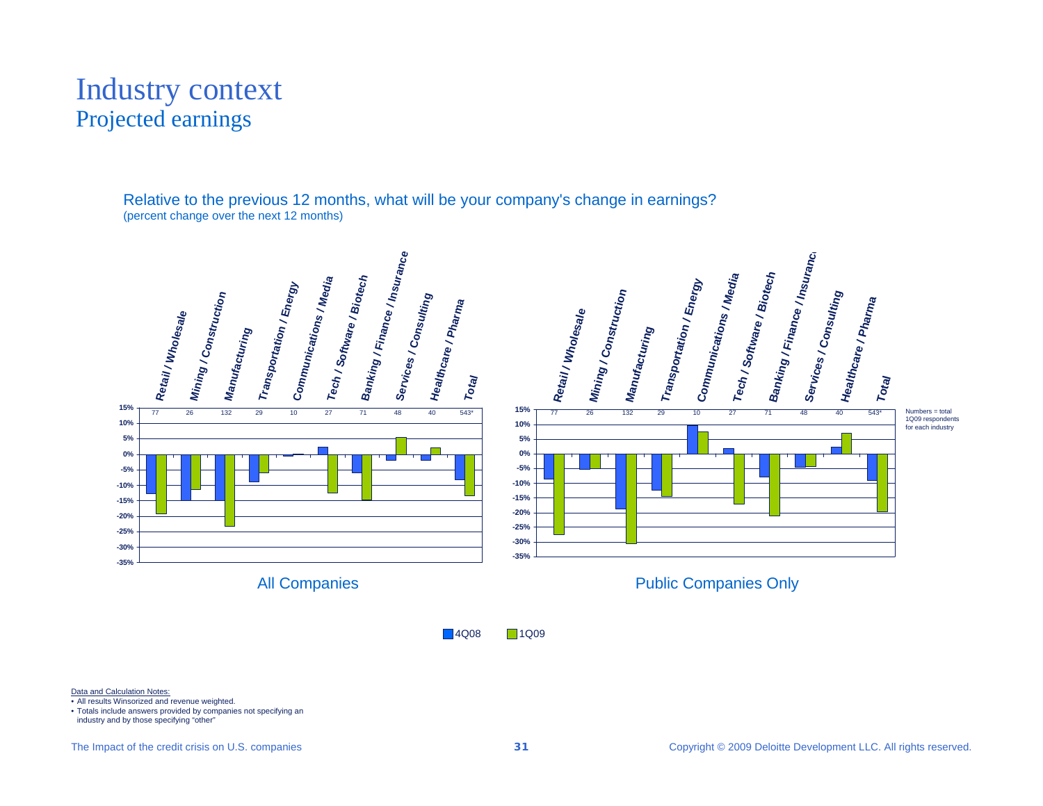# Industry context
## Projected earnings

Relative to the previous 12 months, what will be your company's change in earnings?
(percent change over the next 12 months)

| Industry | Respondents (1Q09) |
|---|---|
| Retail / Wholesale | 77 |
| Mining / Construction | 26 |
| Manufacturing | 132 |
| Transportation / Energy | 29 |
| Communications / Media | 10 |
| Tech / Software / Biotech | 27 |
| Banking / Finance / Insurance | 71 |
| Services / Consulting | 48 |
| Healthcare / Pharma | 40 |
| Total | 543* |

All Companies

Public Companies Only

Numbers = total 1Q09 respondents for each industry

4Q08 1Q09

Data and Calculation Notes:

- All results Winsorized and revenue weighted.
- Totals include answers provided by companies not specifying an industry and by those specifying "other"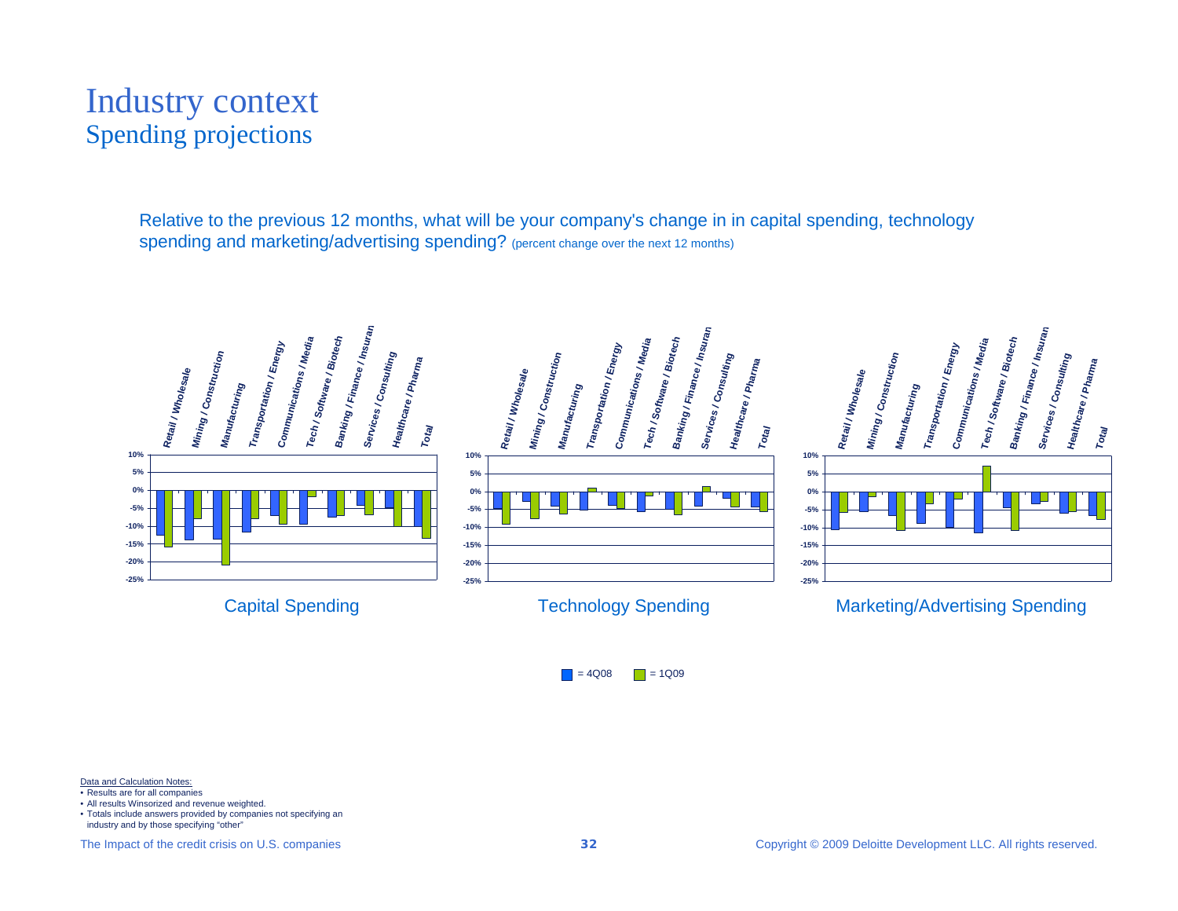# Industry context
## Spending projections

Relative to the previous 12 months, what will be your company's change in in capital spending, technology spending and marketing/advertising spending? (percent change over the next 12 months)

Capital Spending

Technology Spending

Marketing/Advertising Spending

■ = 4Q08 ■ = 1Q09

Data and Calculation Notes:

- Results are for all companies
- All results Winsorized and revenue weighted.
- Totals include answers provided by companies not specifying an industry and by those specifying "other"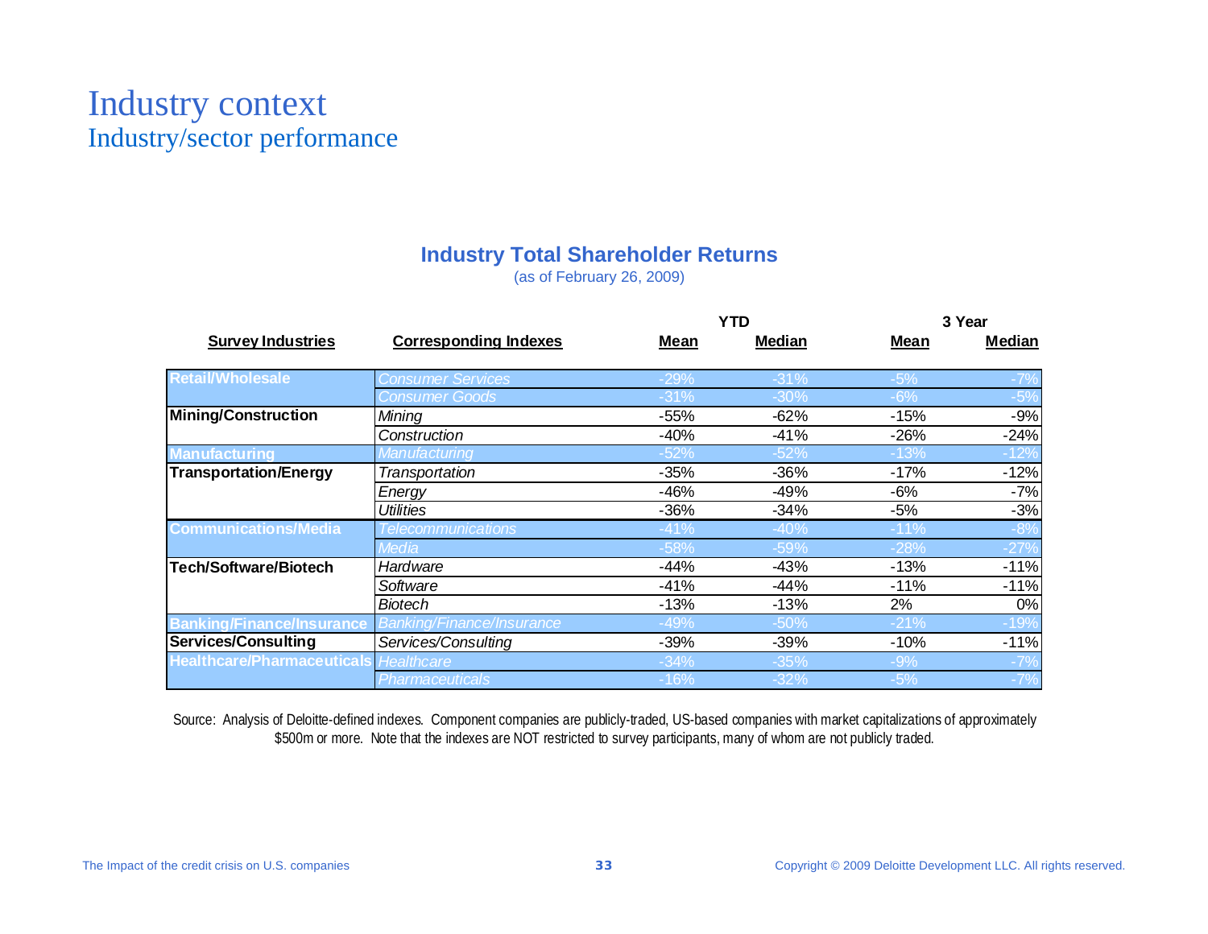# Industry context
## Industry/sector performance

### Industry Total Shareholder Returns
(as of February 26, 2009)

| Survey Industries | Corresponding Indexes | YTD | | 3 Year | |
|---|---|---|---|---|---|
| | | Mean | Median | Mean | Median |
| Retail/Wholesale | *Consumer Services* | -29% | -31% | -5% | -7% |
| | *Consumer Goods* | -31% | -30% | -6% | -5% |
| Mining/Construction | *Mining* | -55% | -62% | -15% | -9% |
| | *Construction* | -40% | -41% | -26% | -24% |
| Manufacturing | *Manufacturing* | -52% | -52% | -13% | -12% |
| Transportation/Energy | *Transportation* | -35% | -36% | -17% | -12% |
| | *Energy* | -46% | -49% | -6% | -7% |
| | *Utilities* | -36% | -34% | -5% | -3% |
| Communications/Media | *Telecommunications* | -41% | -40% | -11% | -8% |
| | *Media* | -58% | -59% | -28% | -27% |
| Tech/Software/Biotech | *Hardware* | -44% | -43% | -13% | -11% |
| | *Software* | -41% | -44% | -11% | -11% |
| | *Biotech* | -13% | -13% | 2% | 0% |
| Banking/Finance/Insurance | *Banking/Finance/Insurance* | -49% | -50% | -21% | -19% |
| Services/Consulting | *Services/Consulting* | -39% | -39% | -10% | -11% |
| Healthcare/Pharmaceuticals | *Healthcare* | -34% | -35% | -9% | -7% |
| | *Pharmaceuticals* | -16% | -32% | -5% | -7% |

Source: Analysis of Deloitte-defined indexes. Component companies are publicly-traded, US-based companies with market capitalizations of approximately $500m or more. Note that the indexes are NOT restricted to survey participants, many of whom are not publicly traded.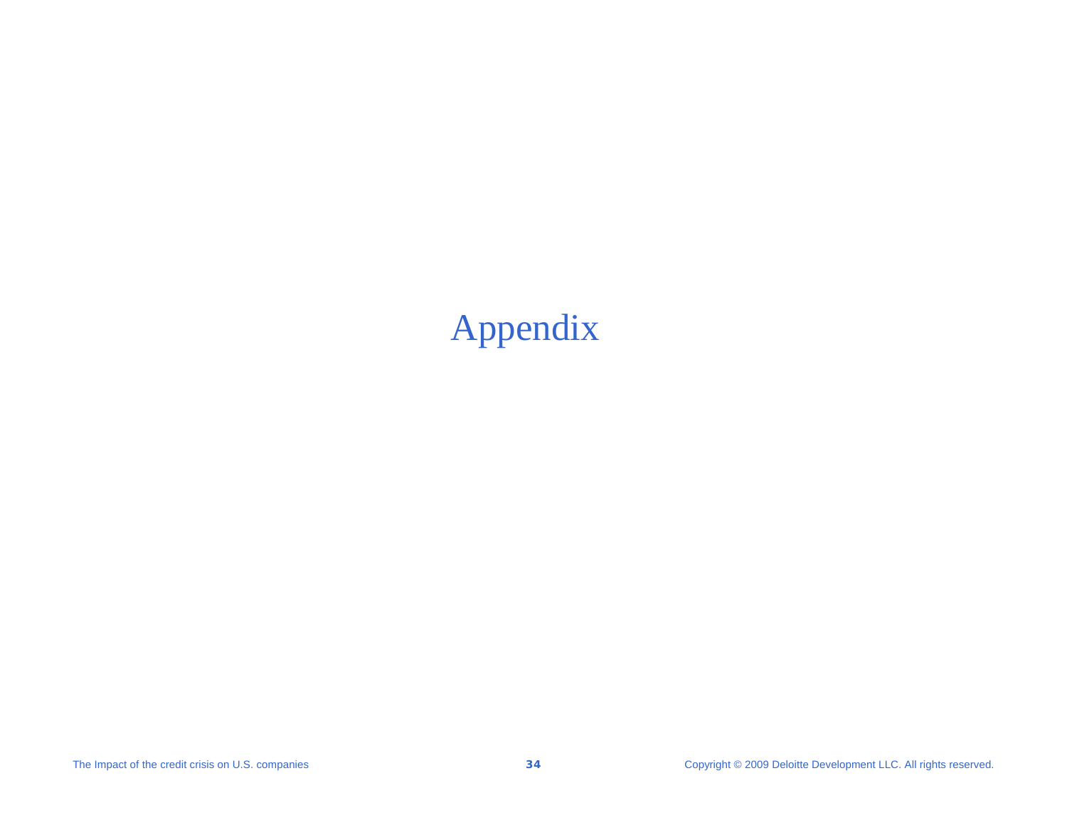# Appendix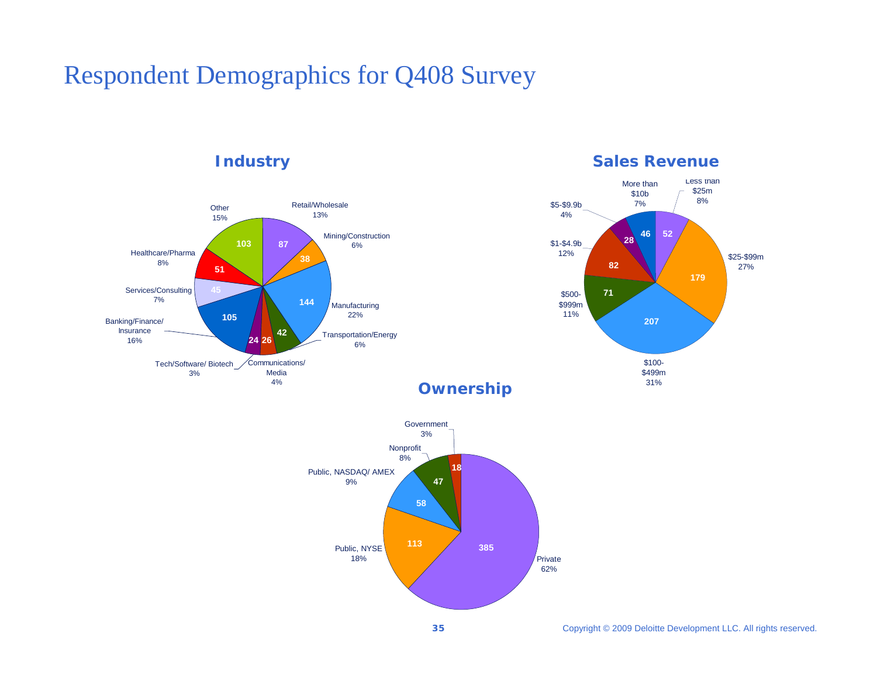# Respondent Demographics for Q408 Survey

## Industry

| Industry | Count | Percent |
|---|---|---|
| Retail/Wholesale | 87 | 13% |
| Mining/Construction | 38 | 6% |
| Manufacturing | 144 | 22% |
| Transportation/Energy | 42 | 6% |
| Communications/ Media | 26 | 4% |
| Tech/Software/ Biotech | 24 | 3% |
| Banking/Finance/ Insurance | 105 | 16% |
| Services/Consulting | 45 | 7% |
| Healthcare/Pharma | 51 | 8% |
| Other | 103 | 15% |

## Sales Revenue

| Sales Revenue | Count | Percent |
|---|---|---|
| Less than $25m | 52 | 8% |
| $25-$99m | 179 | 27% |
| $100-$499m | 207 | 31% |
| $500-$999m | 71 | 11% |
| $1-$4.9b | 82 | 12% |
| $5-$9.9b | 28 | 4% |
| More than $10b | 46 | 7% |

## Ownership

| Ownership | Count | Percent |
|---|---|---|
| Private | 385 | 62% |
| Public, NYSE | 113 | 18% |
| Public, NASDAQ/ AMEX | 58 | 9% |
| Nonprofit | 47 | 8% |
| Government | 18 | 3% |

Copyright © 2009 Deloitte Development LLC. All rights reserved.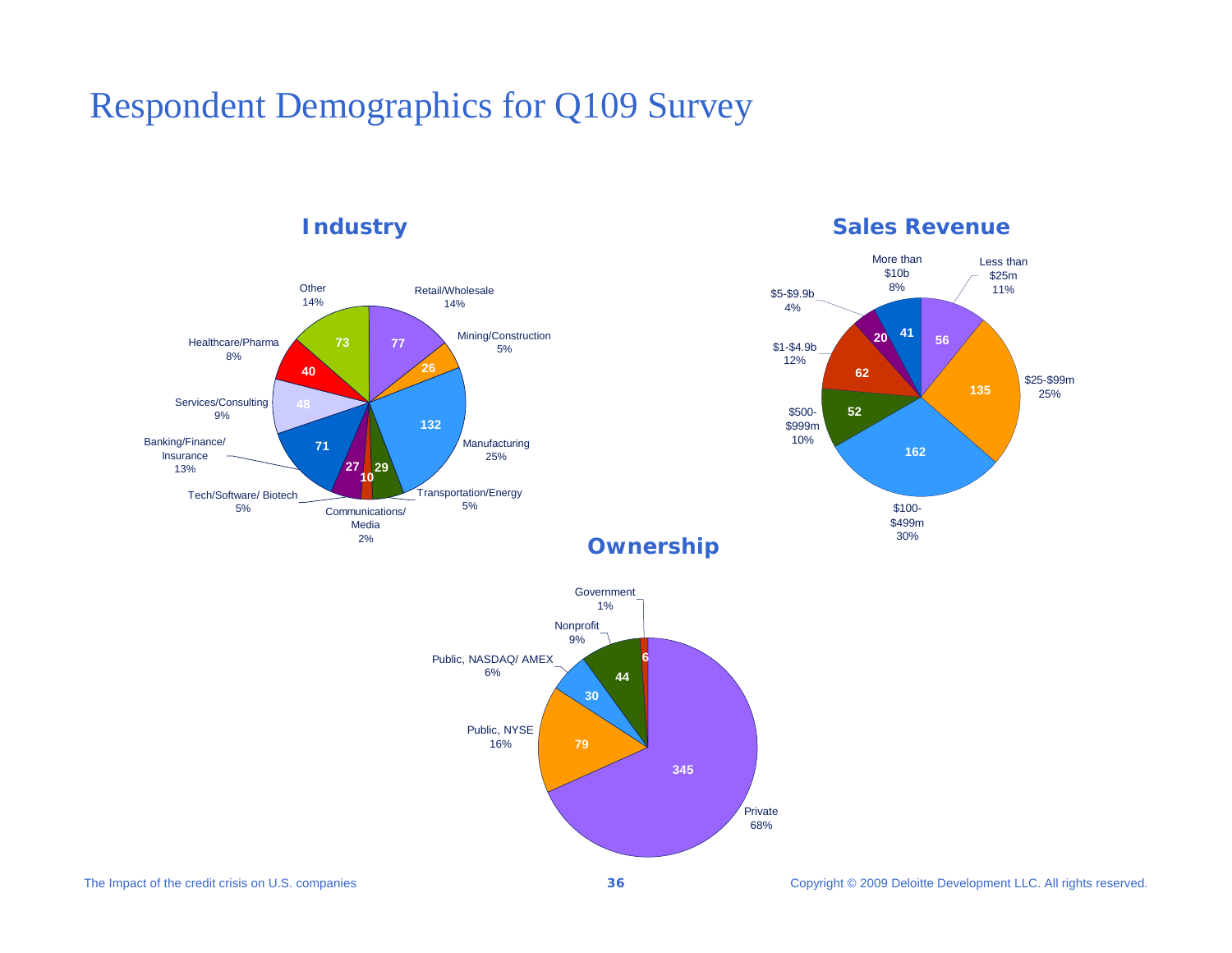# Respondent Demographics for Q109 Survey

## Industry

| Industry | Count | Percent |
|---|---|---|
| Retail/Wholesale | 77 | 14% |
| Mining/Construction | 26 | 5% |
| Manufacturing | 132 | 25% |
| Transportation/Energy | 29 | 5% |
| Communications/ Media | 10 | 2% |
| Tech/Software/ Biotech | 27 | 5% |
| Banking/Finance/ Insurance | 71 | 13% |
| Services/Consulting | 48 | 9% |
| Healthcare/Pharma | 40 | 8% |
| Other | 73 | 14% |

## Sales Revenue

| Sales Revenue | Count | Percent |
|---|---|---|
| Less than $25m | 56 | 11% |
| $25-$99m | 135 | 25% |
| $100-$499m | 162 | 30% |
| $500-$999m | 52 | 10% |
| $1-$4.9b | 62 | 12% |
| $5-$9.9b | 20 | 4% |
| More than $10b | 41 | 8% |

## Ownership

| Ownership | Count | Percent |
|---|---|---|
| Private | 345 | 68% |
| Public, NYSE | 79 | 16% |
| Public, NASDAQ/ AMEX | 30 | 6% |
| Nonprofit | 44 | 9% |
| Government | 6 | 1% |

The Impact of the credit crisis on U.S. companies

Copyright © 2009 Deloitte Development LLC. All rights reserved.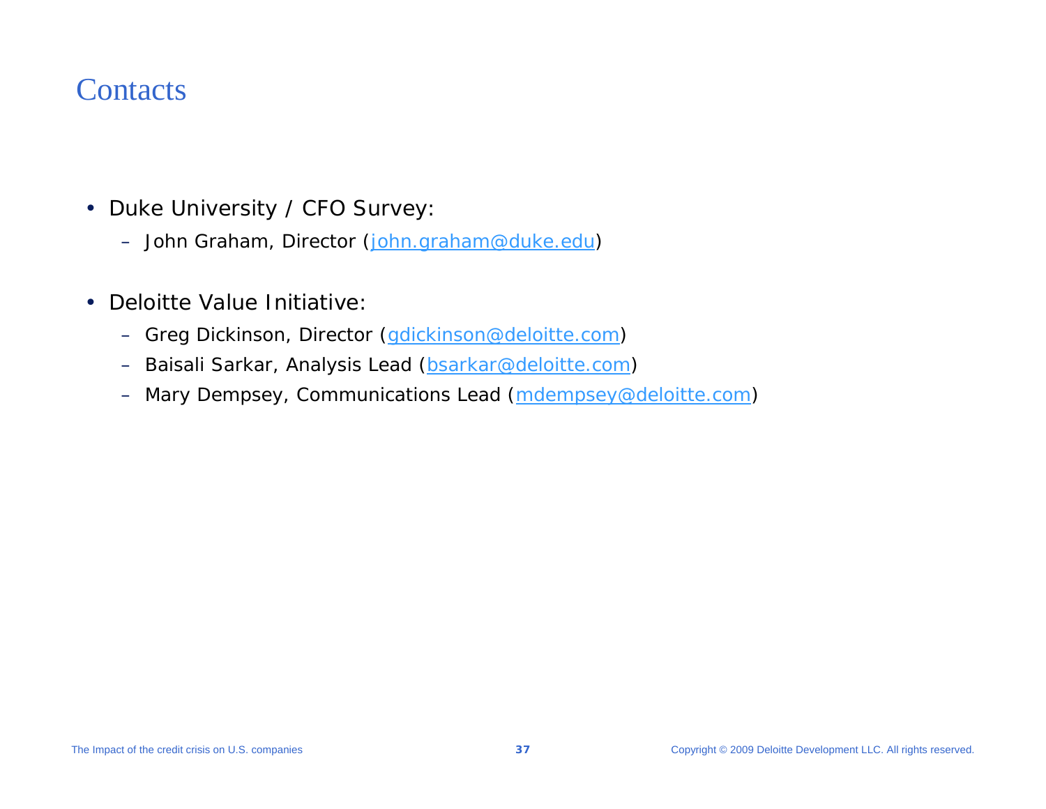# Contacts

- Duke University / CFO Survey:
  - John Graham, Director (john.graham@duke.edu)

- Deloitte Value Initiative:
  - Greg Dickinson, Director (gdickinson@deloitte.com)
  - Baisali Sarkar, Analysis Lead (bsarkar@deloitte.com)
  - Mary Dempsey, Communications Lead (mdempsey@deloitte.com)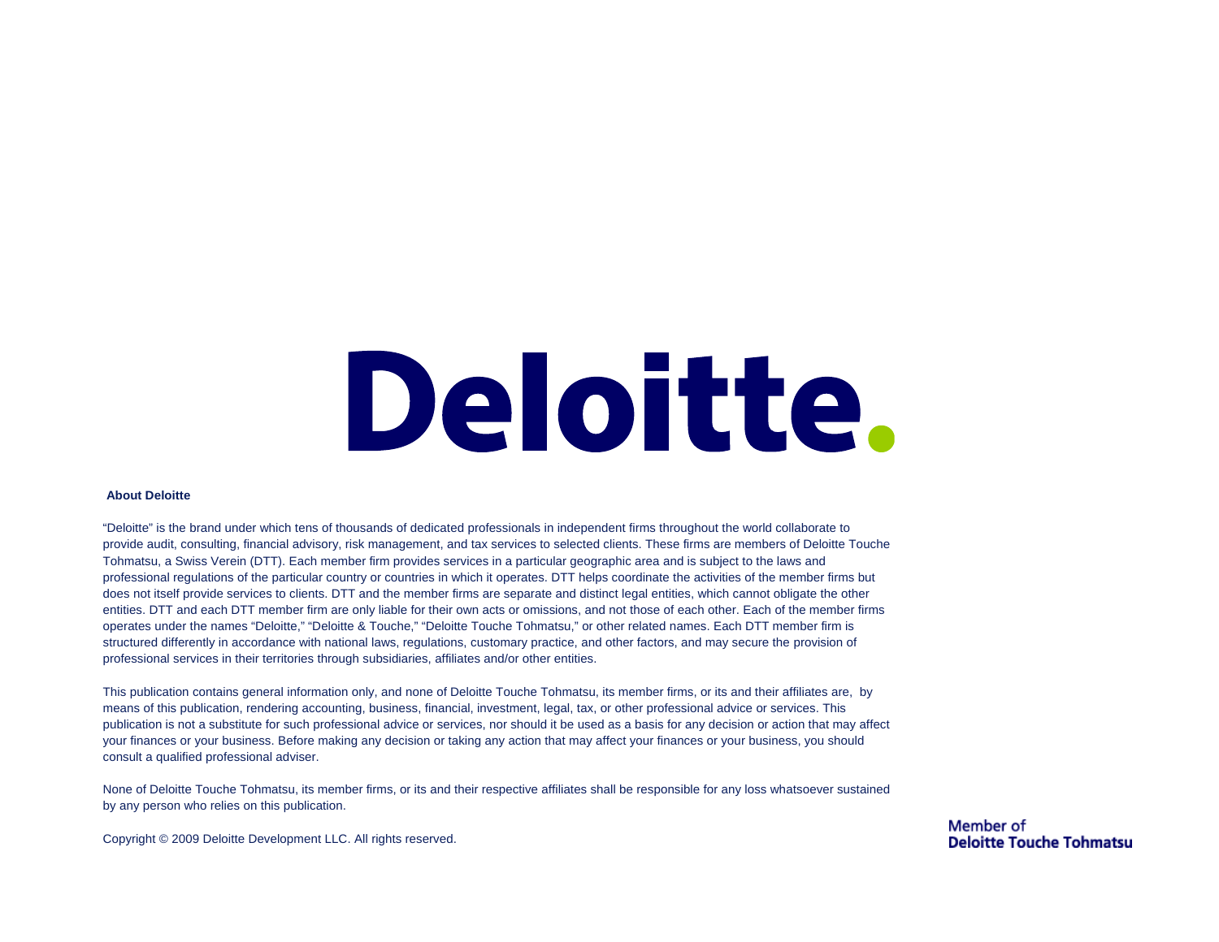Deloitte.

**About Deloitte**

"Deloitte" is the brand under which tens of thousands of dedicated professionals in independent firms throughout the world collaborate to provide audit, consulting, financial advisory, risk management, and tax services to selected clients. These firms are members of Deloitte Touche Tohmatsu, a Swiss Verein (DTT). Each member firm provides services in a particular geographic area and is subject to the laws and professional regulations of the particular country or countries in which it operates. DTT helps coordinate the activities of the member firms but does not itself provide services to clients. DTT and the member firms are separate and distinct legal entities, which cannot obligate the other entities. DTT and each DTT member firm are only liable for their own acts or omissions, and not those of each other. Each of the member firms operates under the names "Deloitte," "Deloitte & Touche," "Deloitte Touche Tohmatsu," or other related names. Each DTT member firm is structured differently in accordance with national laws, regulations, customary practice, and other factors, and may secure the provision of professional services in their territories through subsidiaries, affiliates and/or other entities.

This publication contains general information only, and none of Deloitte Touche Tohmatsu, its member firms, or its and their affiliates are, by means of this publication, rendering accounting, business, financial, investment, legal, tax, or other professional advice or services. This publication is not a substitute for such professional advice or services, nor should it be used as a basis for any decision or action that may affect your finances or your business. Before making any decision or taking any action that may affect your finances or your business, you should consult a qualified professional adviser.

None of Deloitte Touche Tohmatsu, its member firms, or its and their respective affiliates shall be responsible for any loss whatsoever sustained by any person who relies on this publication.

Copyright © 2009 Deloitte Development LLC. All rights reserved.

Member of
**Deloitte Touche Tohmatsu**